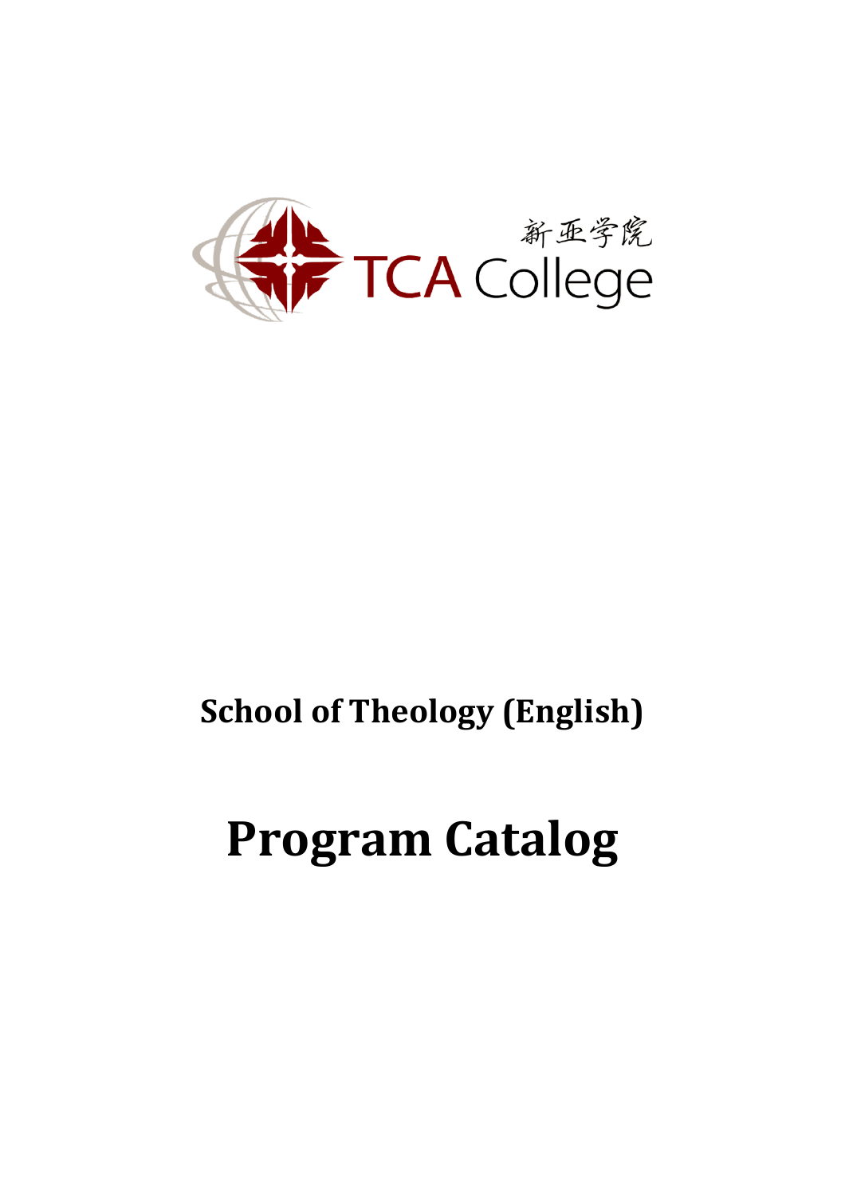新亚学院

TCA College

## School of Theology (English)

# Program Catalog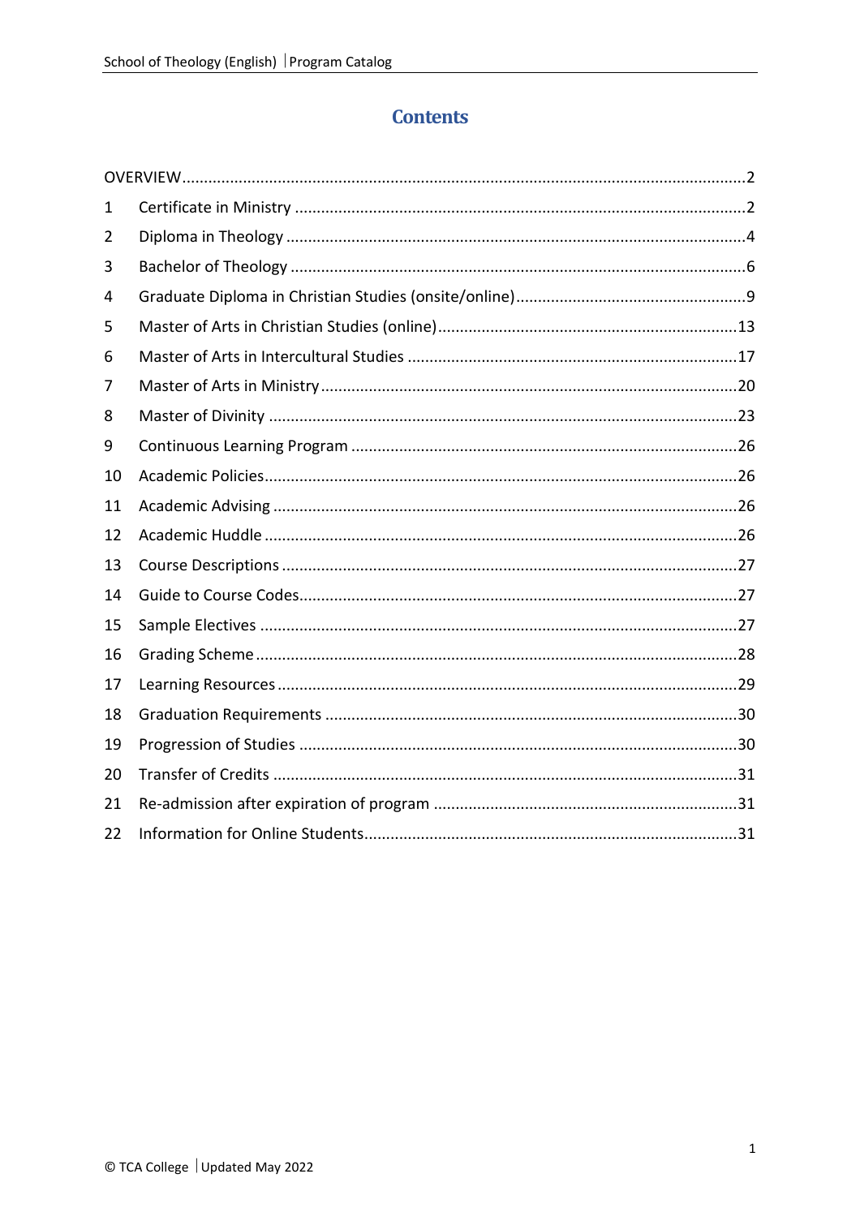# Contents

| | | |
|---|---|---|
| OVERVIEW | | 2 |
| 1 | Certificate in Ministry | 2 |
| 2 | Diploma in Theology | 4 |
| 3 | Bachelor of Theology | 6 |
| 4 | Graduate Diploma in Christian Studies (onsite/online) | 9 |
| 5 | Master of Arts in Christian Studies (online) | 13 |
| 6 | Master of Arts in Intercultural Studies | 17 |
| 7 | Master of Arts in Ministry | 20 |
| 8 | Master of Divinity | 23 |
| 9 | Continuous Learning Program | 26 |
| 10 | Academic Policies | 26 |
| 11 | Academic Advising | 26 |
| 12 | Academic Huddle | 26 |
| 13 | Course Descriptions | 27 |
| 14 | Guide to Course Codes | 27 |
| 15 | Sample Electives | 27 |
| 16 | Grading Scheme | 28 |
| 17 | Learning Resources | 29 |
| 18 | Graduation Requirements | 30 |
| 19 | Progression of Studies | 30 |
| 20 | Transfer of Credits | 31 |
| 21 | Re-admission after expiration of program | 31 |
| 22 | Information for Online Students | 31 |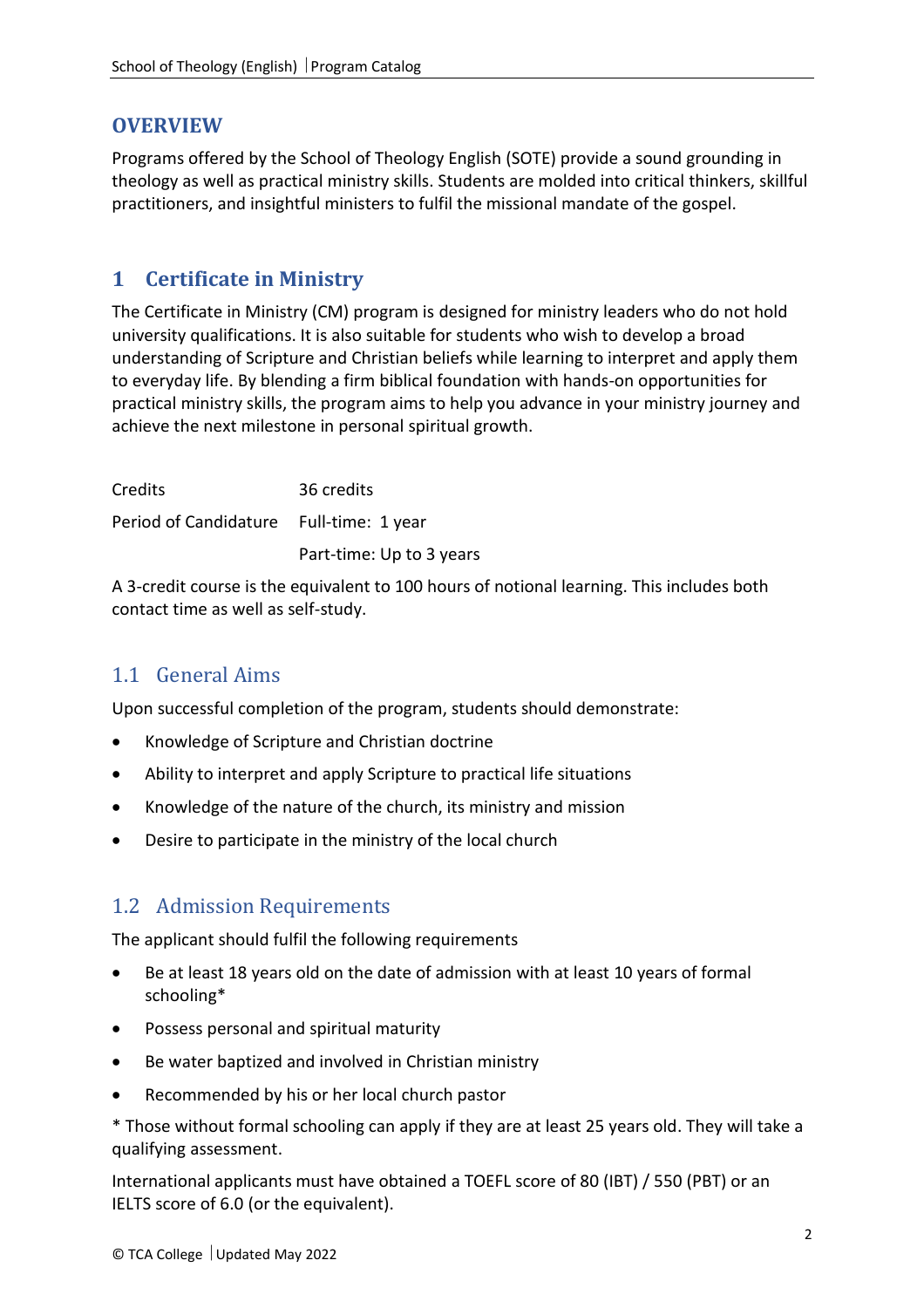## OVERVIEW

Programs offered by the School of Theology English (SOTE) provide a sound grounding in theology as well as practical ministry skills. Students are molded into critical thinkers, skillful practitioners, and insightful ministers to fulfil the missional mandate of the gospel.

## 1 Certificate in Ministry

The Certificate in Ministry (CM) program is designed for ministry leaders who do not hold university qualifications. It is also suitable for students who wish to develop a broad understanding of Scripture and Christian beliefs while learning to interpret and apply them to everyday life. By blending a firm biblical foundation with hands-on opportunities for practical ministry skills, the program aims to help you advance in your ministry journey and achieve the next milestone in personal spiritual growth.

| | |
|---|---|
| Credits | 36 credits |
| Period of Candidature | Full-time: 1 year |
| | Part-time: Up to 3 years |

A 3-credit course is the equivalent to 100 hours of notional learning. This includes both contact time as well as self-study.

### 1.1 General Aims

Upon successful completion of the program, students should demonstrate:

- Knowledge of Scripture and Christian doctrine
- Ability to interpret and apply Scripture to practical life situations
- Knowledge of the nature of the church, its ministry and mission
- Desire to participate in the ministry of the local church

### 1.2 Admission Requirements

The applicant should fulfil the following requirements

- Be at least 18 years old on the date of admission with at least 10 years of formal schooling*
- Possess personal and spiritual maturity
- Be water baptized and involved in Christian ministry
- Recommended by his or her local church pastor

* Those without formal schooling can apply if they are at least 25 years old. They will take a qualifying assessment.

International applicants must have obtained a TOEFL score of 80 (IBT) / 550 (PBT) or an IELTS score of 6.0 (or the equivalent).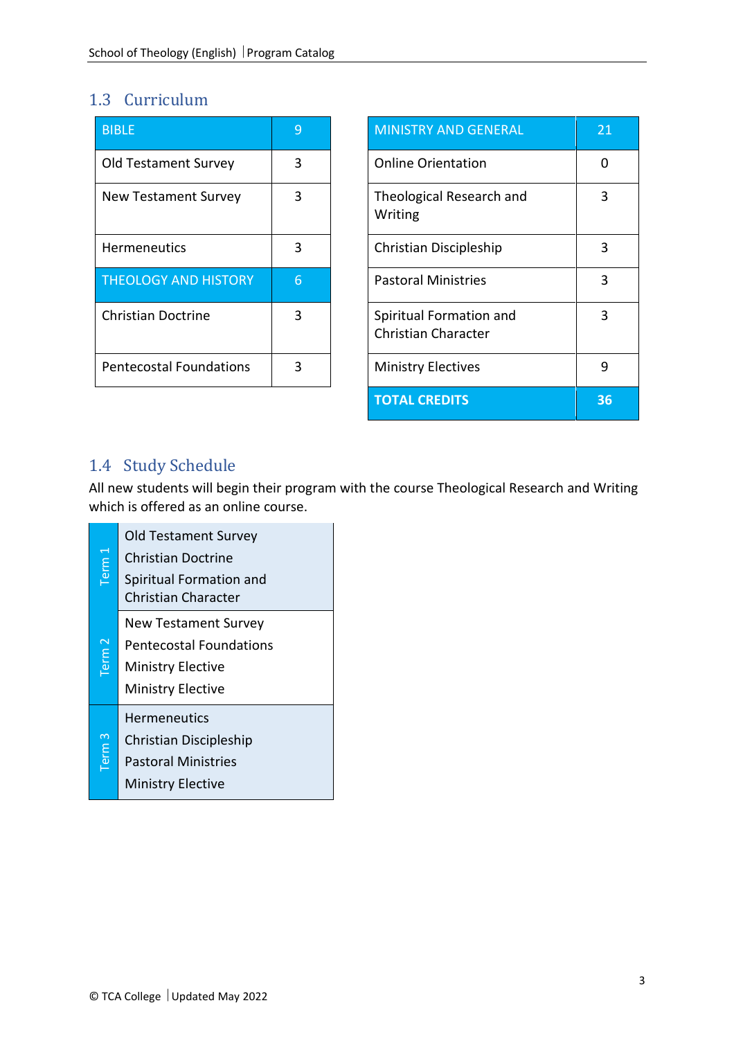## 1.3 Curriculum

| BIBLE | 9 |
|---|---|
| Old Testament Survey | 3 |
| New Testament Survey | 3 |
| Hermeneutics | 3 |
| THEOLOGY AND HISTORY | 6 |
| Christian Doctrine | 3 |
| Pentecostal Foundations | 3 |

| MINISTRY AND GENERAL | 21 |
|---|---|
| Online Orientation | 0 |
| Theological Research and Writing | 3 |
| Christian Discipleship | 3 |
| Pastoral Ministries | 3 |
| Spiritual Formation and Christian Character | 3 |
| Ministry Electives | 9 |
| **TOTAL CREDITS** | **36** |

## 1.4 Study Schedule

All new students will begin their program with the course Theological Research and Writing which is offered as an online course.

| Term | Courses |
|---|---|
| Term 1 | Old Testament Survey<br>Christian Doctrine<br>Spiritual Formation and Christian Character |
| Term 2 | New Testament Survey<br>Pentecostal Foundations<br>Ministry Elective<br>Ministry Elective |
| Term 3 | Hermeneutics<br>Christian Discipleship<br>Pastoral Ministries<br>Ministry Elective |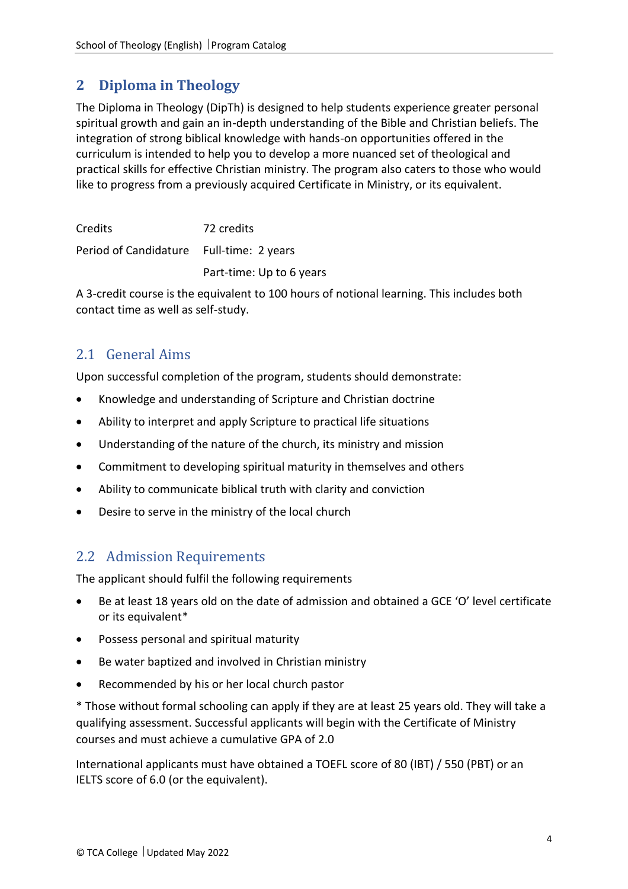# 2 Diploma in Theology

The Diploma in Theology (DipTh) is designed to help students experience greater personal spiritual growth and gain an in-depth understanding of the Bible and Christian beliefs. The integration of strong biblical knowledge with hands-on opportunities offered in the curriculum is intended to help you to develop a more nuanced set of theological and practical skills for effective Christian ministry. The program also caters to those who would like to progress from a previously acquired Certificate in Ministry, or its equivalent.

| | |
|---|---|
| Credits | 72 credits |
| Period of Candidature | Full-time: 2 years |
| | Part-time: Up to 6 years |

A 3-credit course is the equivalent to 100 hours of notional learning. This includes both contact time as well as self-study.

## 2.1 General Aims

Upon successful completion of the program, students should demonstrate:

- Knowledge and understanding of Scripture and Christian doctrine
- Ability to interpret and apply Scripture to practical life situations
- Understanding of the nature of the church, its ministry and mission
- Commitment to developing spiritual maturity in themselves and others
- Ability to communicate biblical truth with clarity and conviction
- Desire to serve in the ministry of the local church

## 2.2 Admission Requirements

The applicant should fulfil the following requirements

- Be at least 18 years old on the date of admission and obtained a GCE 'O' level certificate or its equivalent*
- Possess personal and spiritual maturity
- Be water baptized and involved in Christian ministry
- Recommended by his or her local church pastor

* Those without formal schooling can apply if they are at least 25 years old. They will take a qualifying assessment. Successful applicants will begin with the Certificate of Ministry courses and must achieve a cumulative GPA of 2.0

International applicants must have obtained a TOEFL score of 80 (IBT) / 550 (PBT) or an IELTS score of 6.0 (or the equivalent).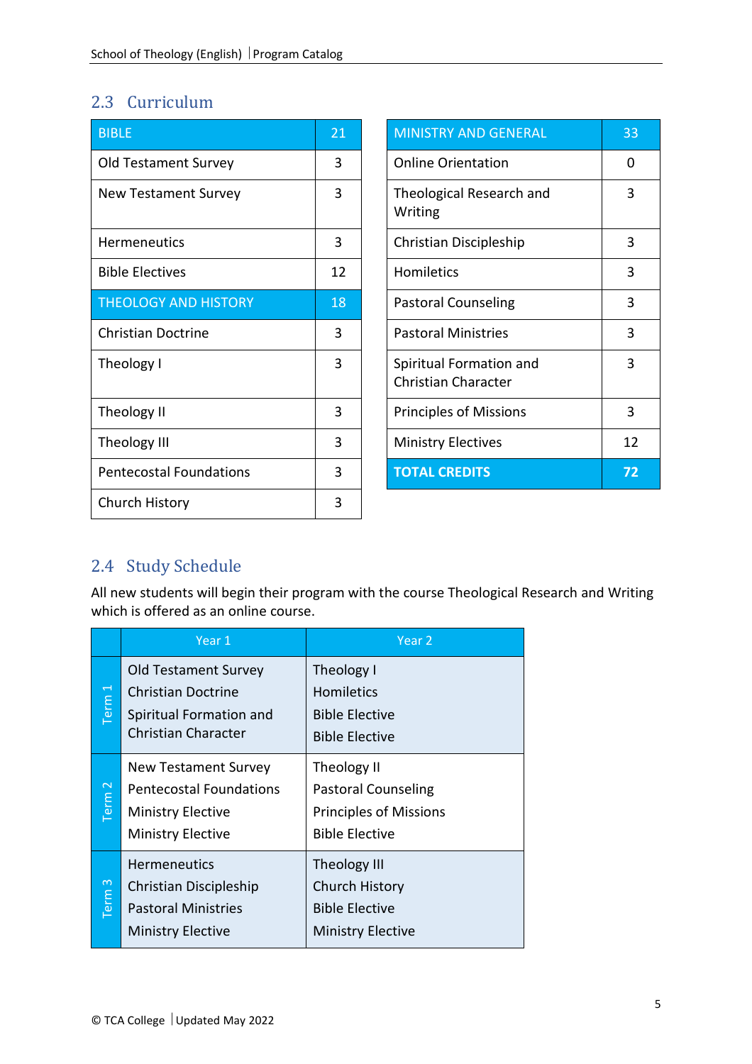## 2.3 Curriculum

| BIBLE | 21 |
|---|---|
| Old Testament Survey | 3 |
| New Testament Survey | 3 |
| Hermeneutics | 3 |
| Bible Electives | 12 |
| THEOLOGY AND HISTORY | 18 |
| Christian Doctrine | 3 |
| Theology I | 3 |
| Theology II | 3 |
| Theology III | 3 |
| Pentecostal Foundations | 3 |
| Church History | 3 |

| MINISTRY AND GENERAL | 33 |
|---|---|
| Online Orientation | 0 |
| Theological Research and Writing | 3 |
| Christian Discipleship | 3 |
| Homiletics | 3 |
| Pastoral Counseling | 3 |
| Pastoral Ministries | 3 |
| Spiritual Formation and Christian Character | 3 |
| Principles of Missions | 3 |
| Ministry Electives | 12 |
| **TOTAL CREDITS** | **72** |

## 2.4 Study Schedule

All new students will begin their program with the course Theological Research and Writing which is offered as an online course.

| | Year 1 | Year 2 |
|---|---|---|
| Term 1 | Old Testament Survey<br>Christian Doctrine<br>Spiritual Formation and Christian Character | Theology I<br>Homiletics<br>Bible Elective<br>Bible Elective |
| Term 2 | New Testament Survey<br>Pentecostal Foundations<br>Ministry Elective<br>Ministry Elective | Theology II<br>Pastoral Counseling<br>Principles of Missions<br>Bible Elective |
| Term 3 | Hermeneutics<br>Christian Discipleship<br>Pastoral Ministries<br>Ministry Elective | Theology III<br>Church History<br>Bible Elective<br>Ministry Elective |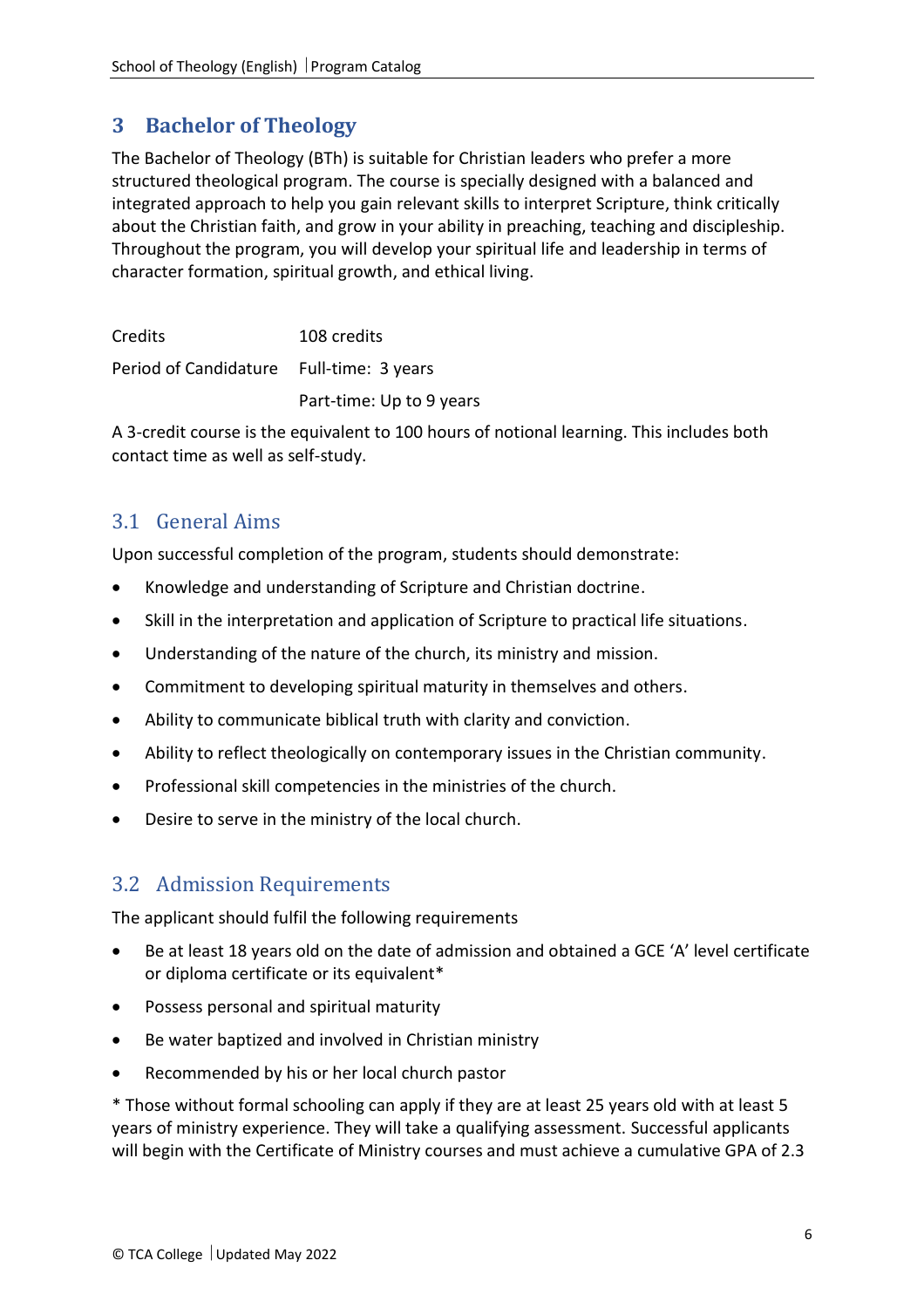## 3 Bachelor of Theology

The Bachelor of Theology (BTh) is suitable for Christian leaders who prefer a more structured theological program. The course is specially designed with a balanced and integrated approach to help you gain relevant skills to interpret Scripture, think critically about the Christian faith, and grow in your ability in preaching, teaching and discipleship. Throughout the program, you will develop your spiritual life and leadership in terms of character formation, spiritual growth, and ethical living.

| | |
|---|---|
| Credits | 108 credits |
| Period of Candidature | Full-time: 3 years |
| | Part-time: Up to 9 years |

A 3-credit course is the equivalent to 100 hours of notional learning. This includes both contact time as well as self-study.

### 3.1 General Aims

Upon successful completion of the program, students should demonstrate:

- Knowledge and understanding of Scripture and Christian doctrine.
- Skill in the interpretation and application of Scripture to practical life situations.
- Understanding of the nature of the church, its ministry and mission.
- Commitment to developing spiritual maturity in themselves and others.
- Ability to communicate biblical truth with clarity and conviction.
- Ability to reflect theologically on contemporary issues in the Christian community.
- Professional skill competencies in the ministries of the church.
- Desire to serve in the ministry of the local church.

### 3.2 Admission Requirements

The applicant should fulfil the following requirements

- Be at least 18 years old on the date of admission and obtained a GCE 'A' level certificate or diploma certificate or its equivalent*
- Possess personal and spiritual maturity
- Be water baptized and involved in Christian ministry
- Recommended by his or her local church pastor

* Those without formal schooling can apply if they are at least 25 years old with at least 5 years of ministry experience. They will take a qualifying assessment. Successful applicants will begin with the Certificate of Ministry courses and must achieve a cumulative GPA of 2.3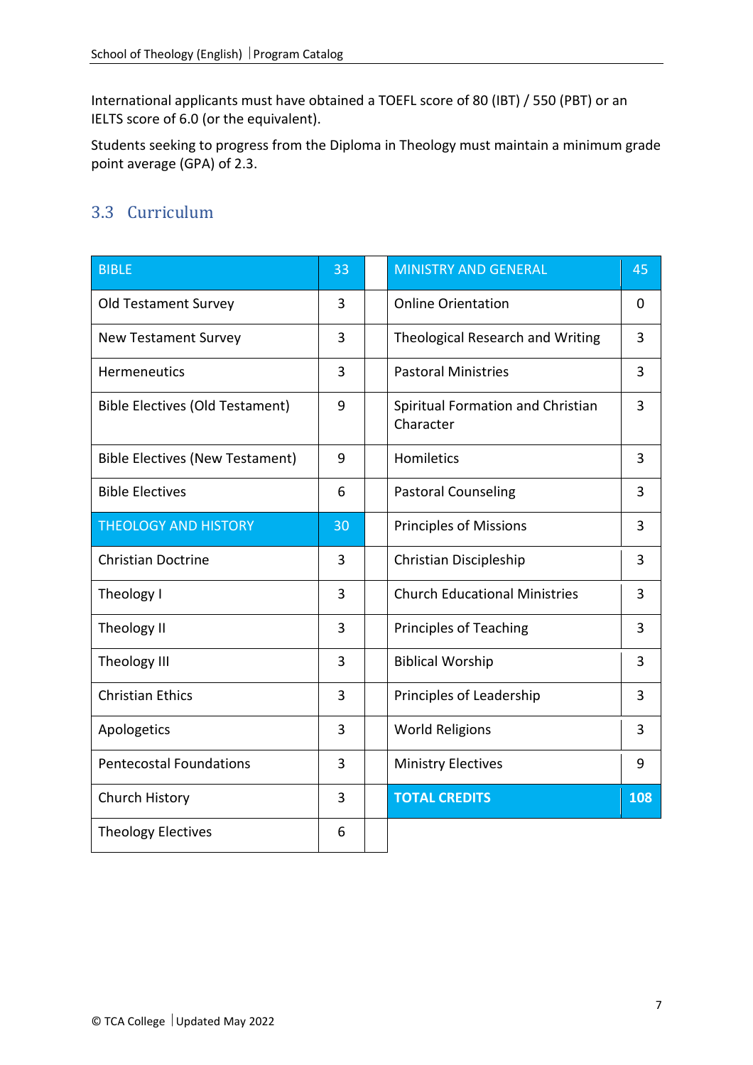International applicants must have obtained a TOEFL score of 80 (IBT) / 550 (PBT) or an IELTS score of 6.0 (or the equivalent).

Students seeking to progress from the Diploma in Theology must maintain a minimum grade point average (GPA) of 2.3.

## 3.3 Curriculum

| BIBLE | 33 | | MINISTRY AND GENERAL | 45 |
|---|---|---|---|---|
| Old Testament Survey | 3 | | Online Orientation | 0 |
| New Testament Survey | 3 | | Theological Research and Writing | 3 |
| Hermeneutics | 3 | | Pastoral Ministries | 3 |
| Bible Electives (Old Testament) | 9 | | Spiritual Formation and Christian Character | 3 |
| Bible Electives (New Testament) | 9 | | Homiletics | 3 |
| Bible Electives | 6 | | Pastoral Counseling | 3 |
| THEOLOGY AND HISTORY | 30 | | Principles of Missions | 3 |
| Christian Doctrine | 3 | | Christian Discipleship | 3 |
| Theology I | 3 | | Church Educational Ministries | 3 |
| Theology II | 3 | | Principles of Teaching | 3 |
| Theology III | 3 | | Biblical Worship | 3 |
| Christian Ethics | 3 | | Principles of Leadership | 3 |
| Apologetics | 3 | | World Religions | 3 |
| Pentecostal Foundations | 3 | | Ministry Electives | 9 |
| Church History | 3 | | **TOTAL CREDITS** | **108** |
| Theology Electives | 6 | | | |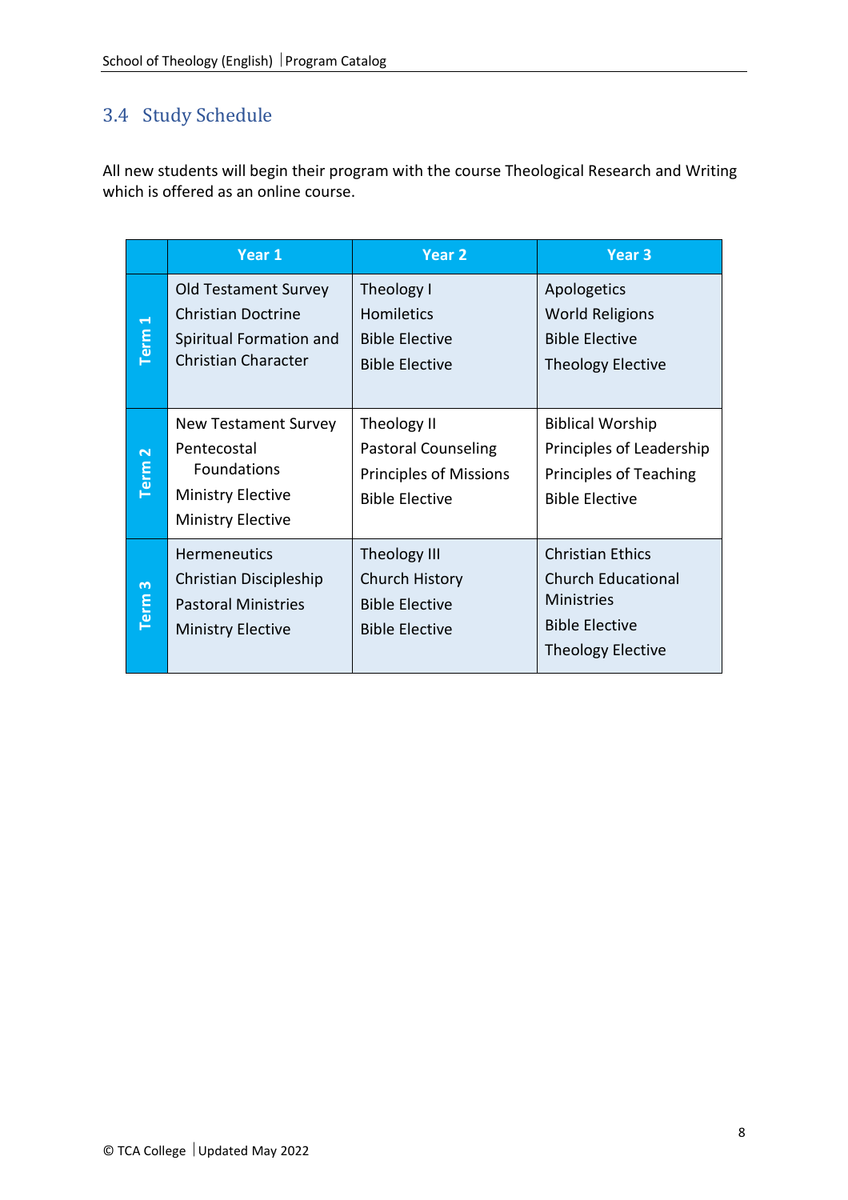## 3.4 Study Schedule

All new students will begin their program with the course Theological Research and Writing which is offered as an online course.

| | Year 1 | Year 2 | Year 3 |
|---|---|---|---|
| Term 1 | Old Testament Survey<br>Christian Doctrine<br>Spiritual Formation and Christian Character | Theology I<br>Homiletics<br>Bible Elective<br>Bible Elective | Apologetics<br>World Religions<br>Bible Elective<br>Theology Elective |
| Term 2 | New Testament Survey<br>Pentecostal Foundations<br>Ministry Elective<br>Ministry Elective | Theology II<br>Pastoral Counseling<br>Principles of Missions<br>Bible Elective | Biblical Worship<br>Principles of Leadership<br>Principles of Teaching<br>Bible Elective |
| Term 3 | Hermeneutics<br>Christian Discipleship<br>Pastoral Ministries<br>Ministry Elective | Theology III<br>Church History<br>Bible Elective<br>Bible Elective | Christian Ethics<br>Church Educational Ministries<br>Bible Elective<br>Theology Elective |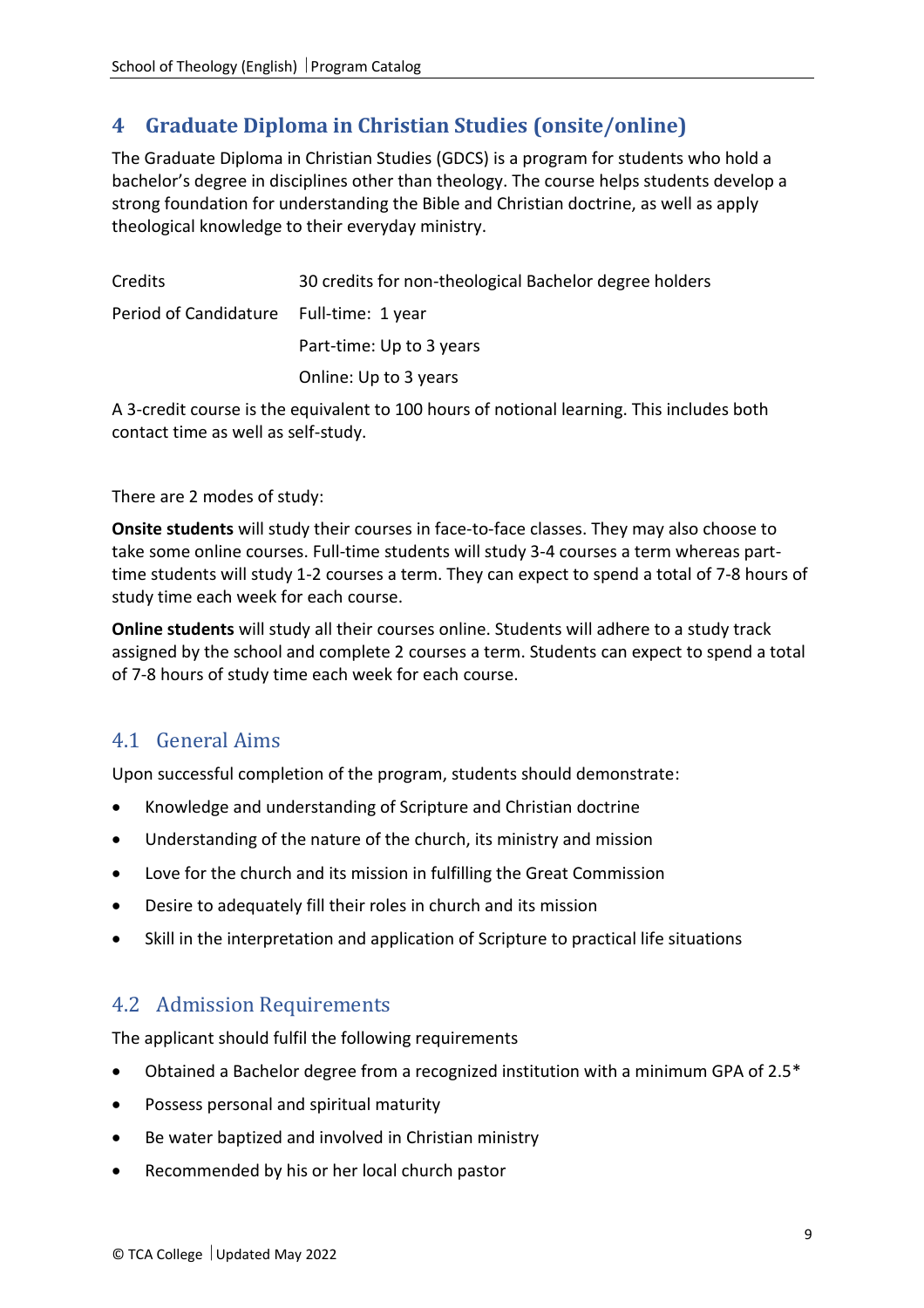# 4 Graduate Diploma in Christian Studies (onsite/online)

The Graduate Diploma in Christian Studies (GDCS) is a program for students who hold a bachelor's degree in disciplines other than theology. The course helps students develop a strong foundation for understanding the Bible and Christian doctrine, as well as apply theological knowledge to their everyday ministry.

| | |
|---|---|
| Credits | 30 credits for non-theological Bachelor degree holders |
| Period of Candidature | Full-time: 1 year |
| | Part-time: Up to 3 years |
| | Online: Up to 3 years |

A 3-credit course is the equivalent to 100 hours of notional learning. This includes both contact time as well as self-study.

There are 2 modes of study:

**Onsite students** will study their courses in face-to-face classes. They may also choose to take some online courses. Full-time students will study 3-4 courses a term whereas part-time students will study 1-2 courses a term. They can expect to spend a total of 7-8 hours of study time each week for each course.

**Online students** will study all their courses online. Students will adhere to a study track assigned by the school and complete 2 courses a term. Students can expect to spend a total of 7-8 hours of study time each week for each course.

## 4.1 General Aims

Upon successful completion of the program, students should demonstrate:

- Knowledge and understanding of Scripture and Christian doctrine
- Understanding of the nature of the church, its ministry and mission
- Love for the church and its mission in fulfilling the Great Commission
- Desire to adequately fill their roles in church and its mission
- Skill in the interpretation and application of Scripture to practical life situations

## 4.2 Admission Requirements

The applicant should fulfil the following requirements

- Obtained a Bachelor degree from a recognized institution with a minimum GPA of 2.5*
- Possess personal and spiritual maturity
- Be water baptized and involved in Christian ministry
- Recommended by his or her local church pastor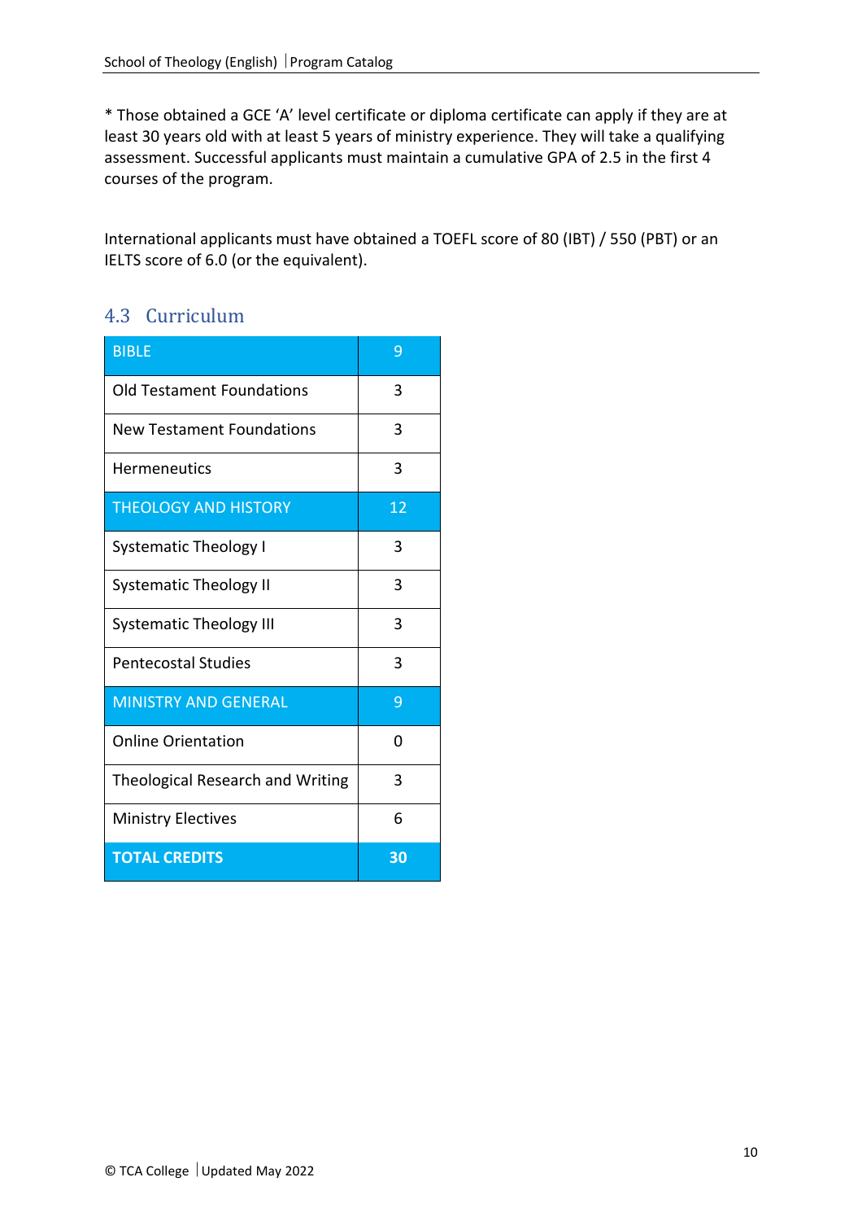* Those obtained a GCE ‘A’ level certificate or diploma certificate can apply if they are at least 30 years old with at least 5 years of ministry experience. They will take a qualifying assessment. Successful applicants must maintain a cumulative GPA of 2.5 in the first 4 courses of the program.

International applicants must have obtained a TOEFL score of 80 (IBT) / 550 (PBT) or an IELTS score of 6.0 (or the equivalent).

## 4.3 Curriculum

| BIBLE | 9 |
|---|---|
| Old Testament Foundations | 3 |
| New Testament Foundations | 3 |
| Hermeneutics | 3 |
| THEOLOGY AND HISTORY | 12 |
| Systematic Theology I | 3 |
| Systematic Theology II | 3 |
| Systematic Theology III | 3 |
| Pentecostal Studies | 3 |
| MINISTRY AND GENERAL | 9 |
| Online Orientation | 0 |
| Theological Research and Writing | 3 |
| Ministry Electives | 6 |
| **TOTAL CREDITS** | **30** |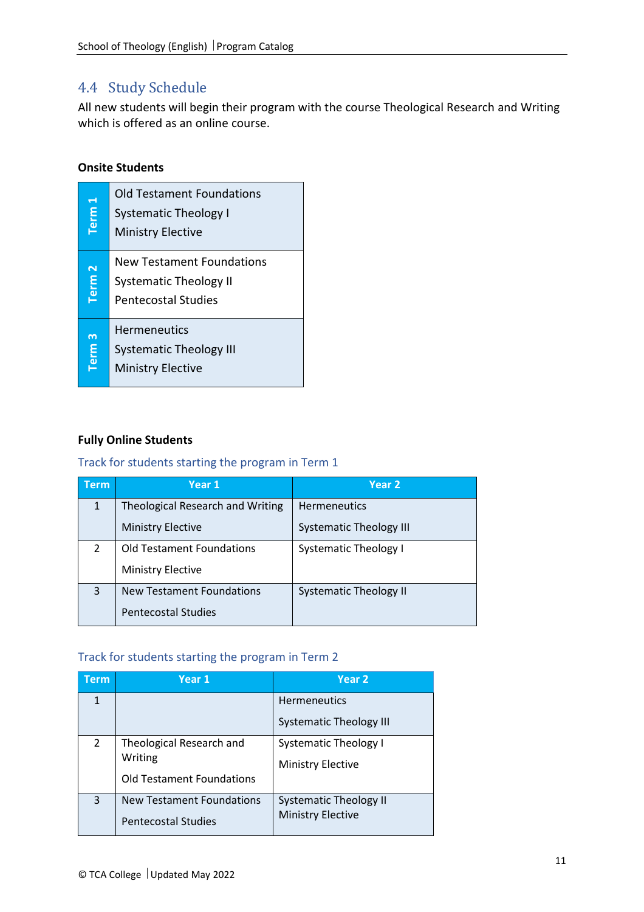## 4.4 Study Schedule

All new students will begin their program with the course Theological Research and Writing which is offered as an online course.

**Onsite Students**

| Term | Courses |
|---|---|
| Term 1 | Old Testament Foundations<br>Systematic Theology I<br>Ministry Elective |
| Term 2 | New Testament Foundations<br>Systematic Theology II<br>Pentecostal Studies |
| Term 3 | Hermeneutics<br>Systematic Theology III<br>Ministry Elective |

**Fully Online Students**

### Track for students starting the program in Term 1

| Term | Year 1 | Year 2 |
|---|---|---|
| 1 | Theological Research and Writing<br>Ministry Elective | Hermeneutics<br>Systematic Theology III |
| 2 | Old Testament Foundations<br>Ministry Elective | Systematic Theology I |
| 3 | New Testament Foundations<br>Pentecostal Studies | Systematic Theology II |

### Track for students starting the program in Term 2

| Term | Year 1 | Year 2 |
|---|---|---|
| 1 | | Hermeneutics<br>Systematic Theology III |
| 2 | Theological Research and Writing<br>Old Testament Foundations | Systematic Theology I<br>Ministry Elective |
| 3 | New Testament Foundations<br>Pentecostal Studies | Systematic Theology II<br>Ministry Elective |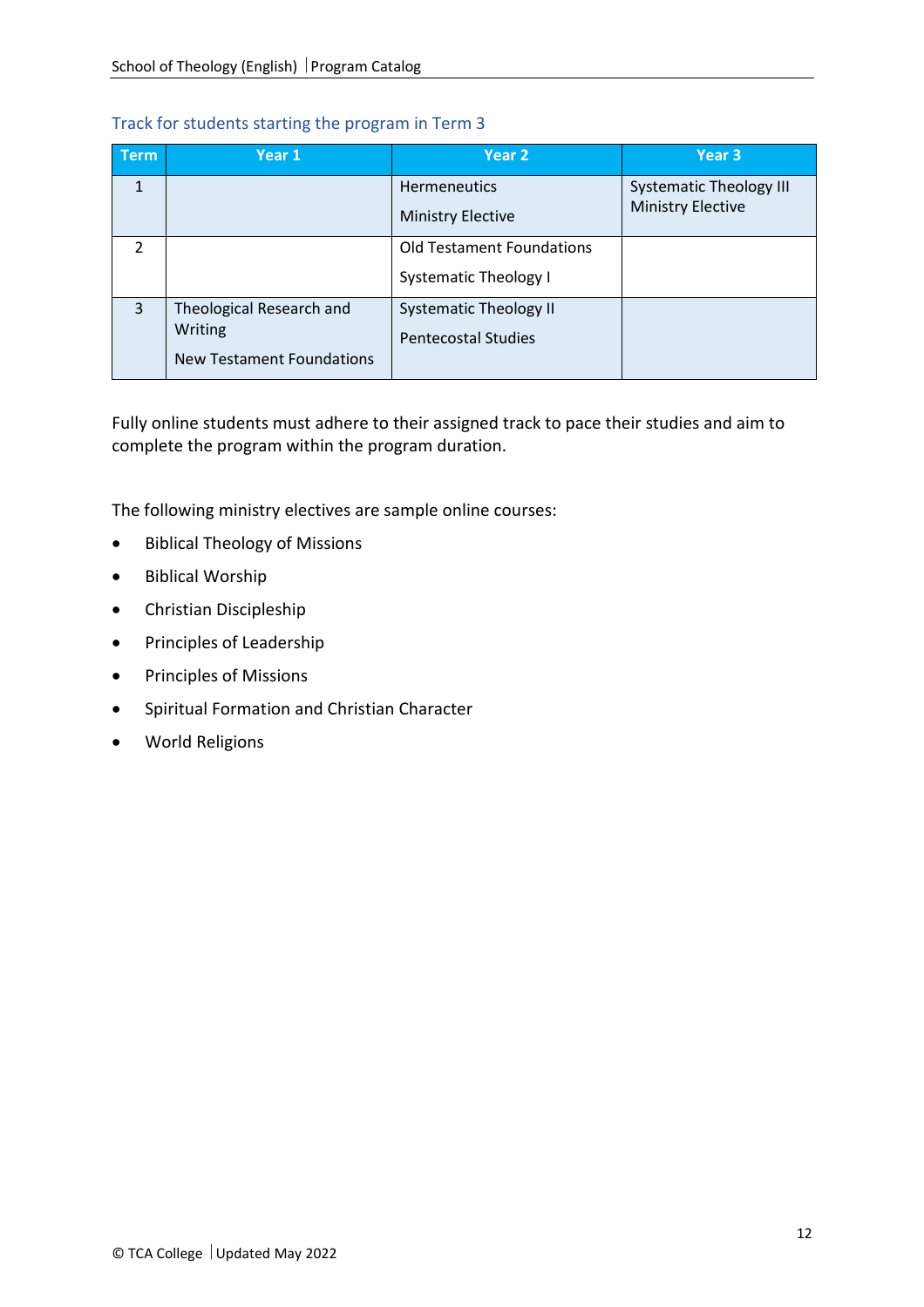### Track for students starting the program in Term 3

| Term | Year 1 | Year 2 | Year 3 |
|---|---|---|---|
| 1 | | Hermeneutics<br><br>Ministry Elective | Systematic Theology III<br>Ministry Elective |
| 2 | | Old Testament Foundations<br><br>Systematic Theology I | |
| 3 | Theological Research and Writing<br><br>New Testament Foundations | Systematic Theology II<br><br>Pentecostal Studies | |

Fully online students must adhere to their assigned track to pace their studies and aim to complete the program within the program duration.

The following ministry electives are sample online courses:

- Biblical Theology of Missions
- Biblical Worship
- Christian Discipleship
- Principles of Leadership
- Principles of Missions
- Spiritual Formation and Christian Character
- World Religions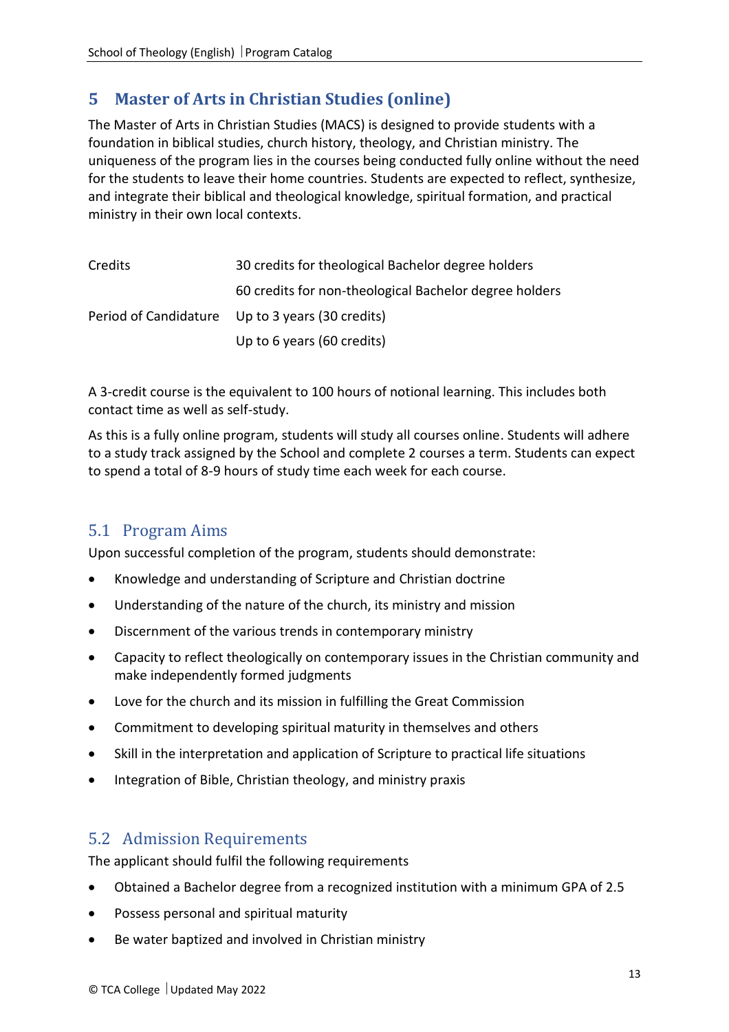## 5 Master of Arts in Christian Studies (online)

The Master of Arts in Christian Studies (MACS) is designed to provide students with a foundation in biblical studies, church history, theology, and Christian ministry. The uniqueness of the program lies in the courses being conducted fully online without the need for the students to leave their home countries. Students are expected to reflect, synthesize, and integrate their biblical and theological knowledge, spiritual formation, and practical ministry in their own local contexts.

| | |
|---|---|
| Credits | 30 credits for theological Bachelor degree holders |
| | 60 credits for non-theological Bachelor degree holders |
| Period of Candidature | Up to 3 years (30 credits) |
| | Up to 6 years (60 credits) |

A 3-credit course is the equivalent to 100 hours of notional learning. This includes both contact time as well as self-study.

As this is a fully online program, students will study all courses online. Students will adhere to a study track assigned by the School and complete 2 courses a term. Students can expect to spend a total of 8-9 hours of study time each week for each course.

### 5.1 Program Aims

Upon successful completion of the program, students should demonstrate:

- Knowledge and understanding of Scripture and Christian doctrine
- Understanding of the nature of the church, its ministry and mission
- Discernment of the various trends in contemporary ministry
- Capacity to reflect theologically on contemporary issues in the Christian community and make independently formed judgments
- Love for the church and its mission in fulfilling the Great Commission
- Commitment to developing spiritual maturity in themselves and others
- Skill in the interpretation and application of Scripture to practical life situations
- Integration of Bible, Christian theology, and ministry praxis

### 5.2 Admission Requirements

The applicant should fulfil the following requirements

- Obtained a Bachelor degree from a recognized institution with a minimum GPA of 2.5
- Possess personal and spiritual maturity
- Be water baptized and involved in Christian ministry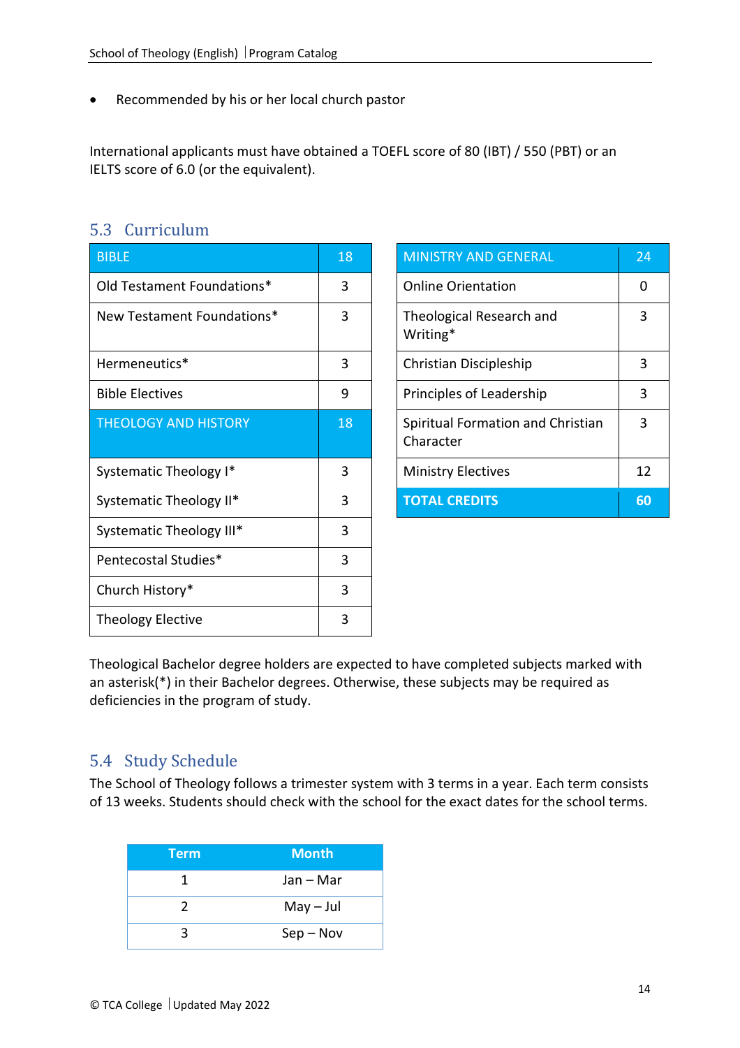- Recommended by his or her local church pastor

International applicants must have obtained a TOEFL score of 80 (IBT) / 550 (PBT) or an IELTS score of 6.0 (or the equivalent).

## 5.3 Curriculum

| BIBLE | 18 |
|---|---|
| Old Testament Foundations* | 3 |
| New Testament Foundations* | 3 |
| Hermeneutics* | 3 |
| Bible Electives | 9 |
| THEOLOGY AND HISTORY | 18 |
| Systematic Theology I* | 3 |
| Systematic Theology II* | 3 |
| Systematic Theology III* | 3 |
| Pentecostal Studies* | 3 |
| Church History* | 3 |
| Theology Elective | 3 |

| MINISTRY AND GENERAL | 24 |
|---|---|
| Online Orientation | 0 |
| Theological Research and Writing* | 3 |
| Christian Discipleship | 3 |
| Principles of Leadership | 3 |
| Spiritual Formation and Christian Character | 3 |
| Ministry Electives | 12 |
| **TOTAL CREDITS** | **60** |

Theological Bachelor degree holders are expected to have completed subjects marked with an asterisk(*) in their Bachelor degrees. Otherwise, these subjects may be required as deficiencies in the program of study.

## 5.4 Study Schedule

The School of Theology follows a trimester system with 3 terms in a year. Each term consists of 13 weeks. Students should check with the school for the exact dates for the school terms.

| Term | Month |
|---|---|
| 1 | Jan – Mar |
| 2 | May – Jul |
| 3 | Sep – Nov |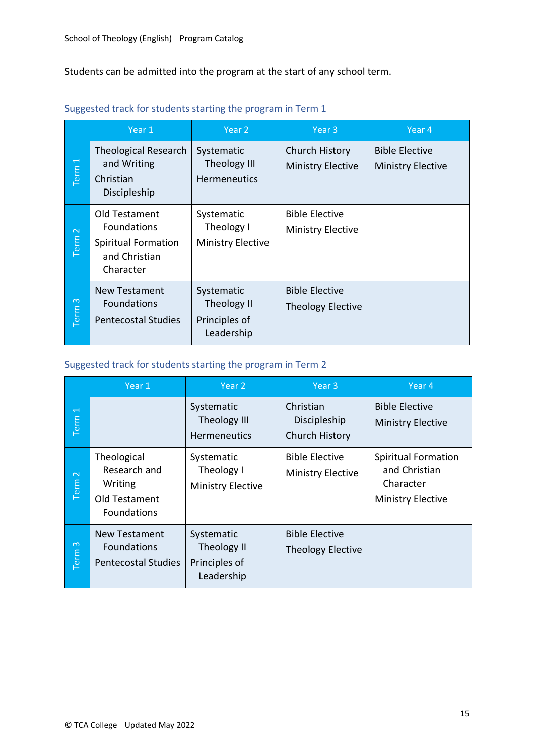Students can be admitted into the program at the start of any school term.

### Suggested track for students starting the program in Term 1

| | Year 1 | Year 2 | Year 3 | Year 4 |
|---|---|---|---|---|
| Term 1 | Theological Research and Writing<br>Christian Discipleship | Systematic Theology III<br>Hermeneutics | Church History<br>Ministry Elective | Bible Elective<br>Ministry Elective |
| Term 2 | Old Testament Foundations<br>Spiritual Formation and Christian Character | Systematic Theology I<br>Ministry Elective | Bible Elective<br>Ministry Elective | |
| Term 3 | New Testament Foundations<br>Pentecostal Studies | Systematic Theology II<br>Principles of Leadership | Bible Elective<br>Theology Elective | |

### Suggested track for students starting the program in Term 2

| | Year 1 | Year 2 | Year 3 | Year 4 |
|---|---|---|---|---|
| Term 1 | | Systematic Theology III<br>Hermeneutics | Christian Discipleship<br>Church History | Bible Elective<br>Ministry Elective |
| Term 2 | Theological Research and Writing<br>Old Testament Foundations | Systematic Theology I<br>Ministry Elective | Bible Elective<br>Ministry Elective | Spiritual Formation and Christian Character<br>Ministry Elective |
| Term 3 | New Testament Foundations<br>Pentecostal Studies | Systematic Theology II<br>Principles of Leadership | Bible Elective<br>Theology Elective | |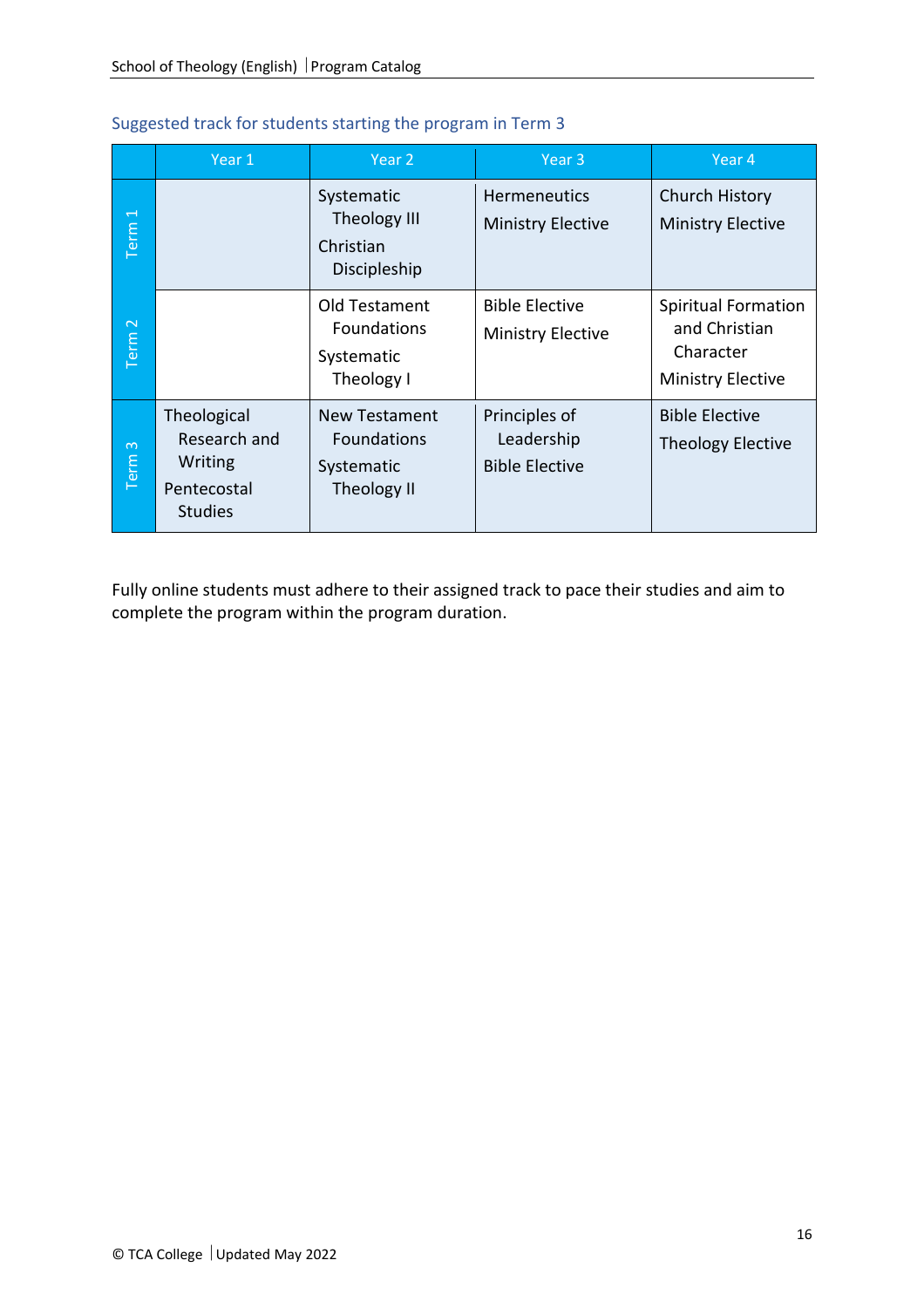### Suggested track for students starting the program in Term 3

| | Year 1 | Year 2 | Year 3 | Year 4 |
|---|---|---|---|---|
| Term 1 | | Systematic Theology III<br>Christian Discipleship | Hermeneutics<br>Ministry Elective | Church History<br>Ministry Elective |
| Term 2 | | Old Testament Foundations<br>Systematic Theology I | Bible Elective<br>Ministry Elective | Spiritual Formation and Christian Character<br>Ministry Elective |
| Term 3 | Theological Research and Writing<br>Pentecostal Studies | New Testament Foundations<br>Systematic Theology II | Principles of Leadership<br>Bible Elective | Bible Elective<br>Theology Elective |

Fully online students must adhere to their assigned track to pace their studies and aim to complete the program within the program duration.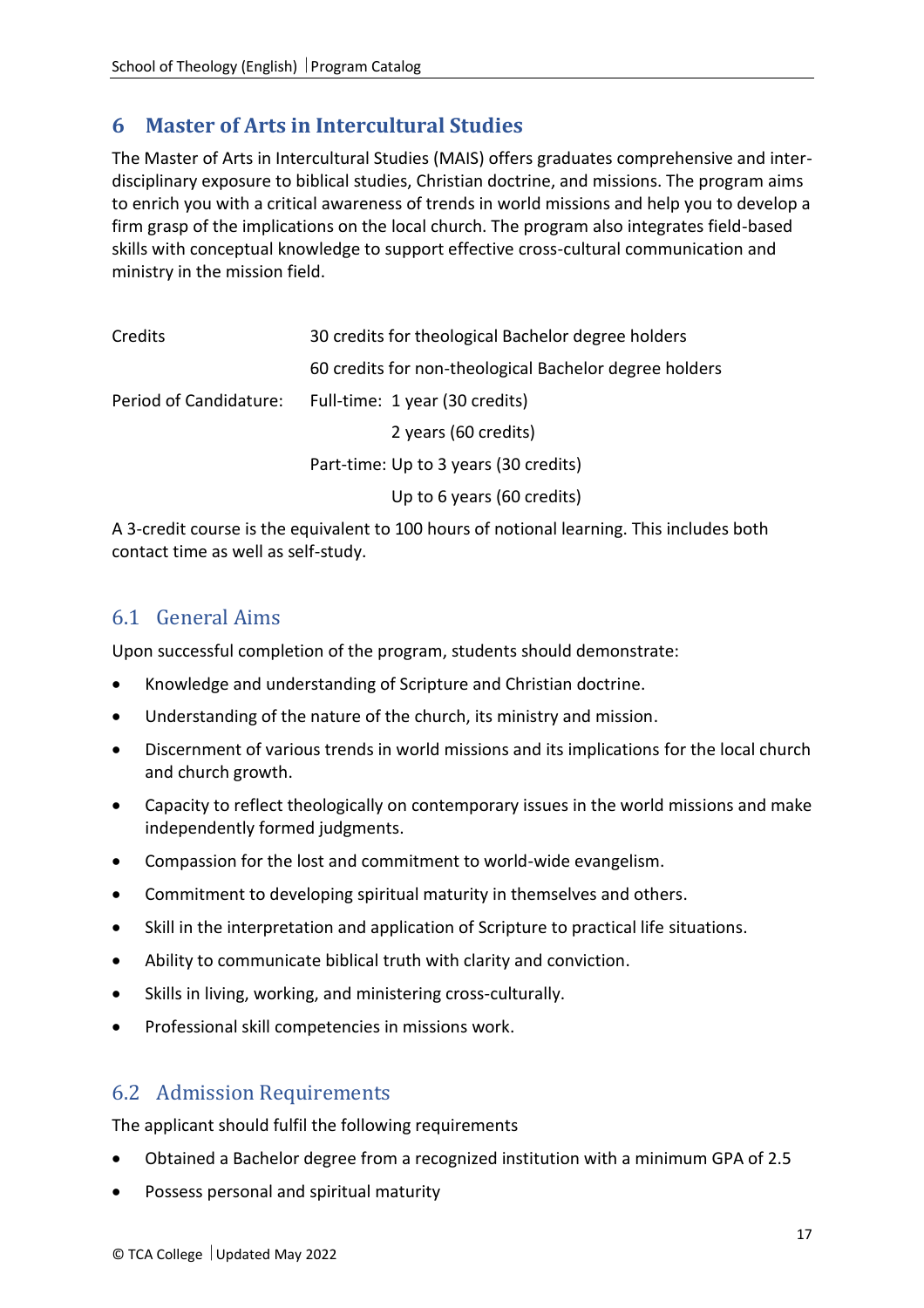# 6 Master of Arts in Intercultural Studies

The Master of Arts in Intercultural Studies (MAIS) offers graduates comprehensive and inter-disciplinary exposure to biblical studies, Christian doctrine, and missions. The program aims to enrich you with a critical awareness of trends in world missions and help you to develop a firm grasp of the implications on the local church. The program also integrates field-based skills with conceptual knowledge to support effective cross-cultural communication and ministry in the mission field.

| | |
|---|---|
| Credits | 30 credits for theological Bachelor degree holders |
| | 60 credits for non-theological Bachelor degree holders |
| Period of Candidature: | Full-time: 1 year (30 credits) |
| | 2 years (60 credits) |
| | Part-time: Up to 3 years (30 credits) |
| | Up to 6 years (60 credits) |

A 3-credit course is the equivalent to 100 hours of notional learning. This includes both contact time as well as self-study.

## 6.1 General Aims

Upon successful completion of the program, students should demonstrate:

- Knowledge and understanding of Scripture and Christian doctrine.
- Understanding of the nature of the church, its ministry and mission.
- Discernment of various trends in world missions and its implications for the local church and church growth.
- Capacity to reflect theologically on contemporary issues in the world missions and make independently formed judgments.
- Compassion for the lost and commitment to world-wide evangelism.
- Commitment to developing spiritual maturity in themselves and others.
- Skill in the interpretation and application of Scripture to practical life situations.
- Ability to communicate biblical truth with clarity and conviction.
- Skills in living, working, and ministering cross-culturally.
- Professional skill competencies in missions work.

## 6.2 Admission Requirements

The applicant should fulfil the following requirements

- Obtained a Bachelor degree from a recognized institution with a minimum GPA of 2.5
- Possess personal and spiritual maturity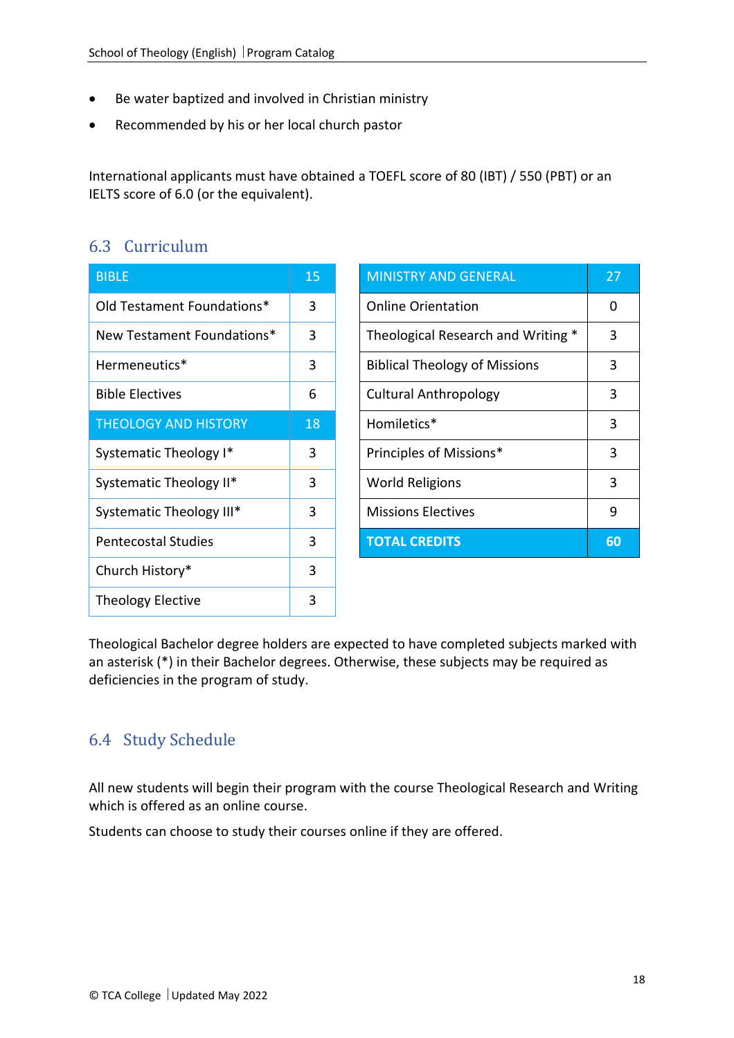- Be water baptized and involved in Christian ministry
- Recommended by his or her local church pastor

International applicants must have obtained a TOEFL score of 80 (IBT) / 550 (PBT) or an IELTS score of 6.0 (or the equivalent).

## 6.3 Curriculum

| BIBLE | 15 |
|---|---|
| Old Testament Foundations* | 3 |
| New Testament Foundations* | 3 |
| Hermeneutics* | 3 |
| Bible Electives | 6 |
| THEOLOGY AND HISTORY | 18 |
| Systematic Theology I* | 3 |
| Systematic Theology II* | 3 |
| Systematic Theology III* | 3 |
| Pentecostal Studies | 3 |
| Church History* | 3 |
| Theology Elective | 3 |

| MINISTRY AND GENERAL | 27 |
|---|---|
| Online Orientation | 0 |
| Theological Research and Writing * | 3 |
| Biblical Theology of Missions | 3 |
| Cultural Anthropology | 3 |
| Homiletics* | 3 |
| Principles of Missions* | 3 |
| World Religions | 3 |
| Missions Electives | 9 |
| **TOTAL CREDITS** | **60** |

Theological Bachelor degree holders are expected to have completed subjects marked with an asterisk (*) in their Bachelor degrees. Otherwise, these subjects may be required as deficiencies in the program of study.

## 6.4 Study Schedule

All new students will begin their program with the course Theological Research and Writing which is offered as an online course.

Students can choose to study their courses online if they are offered.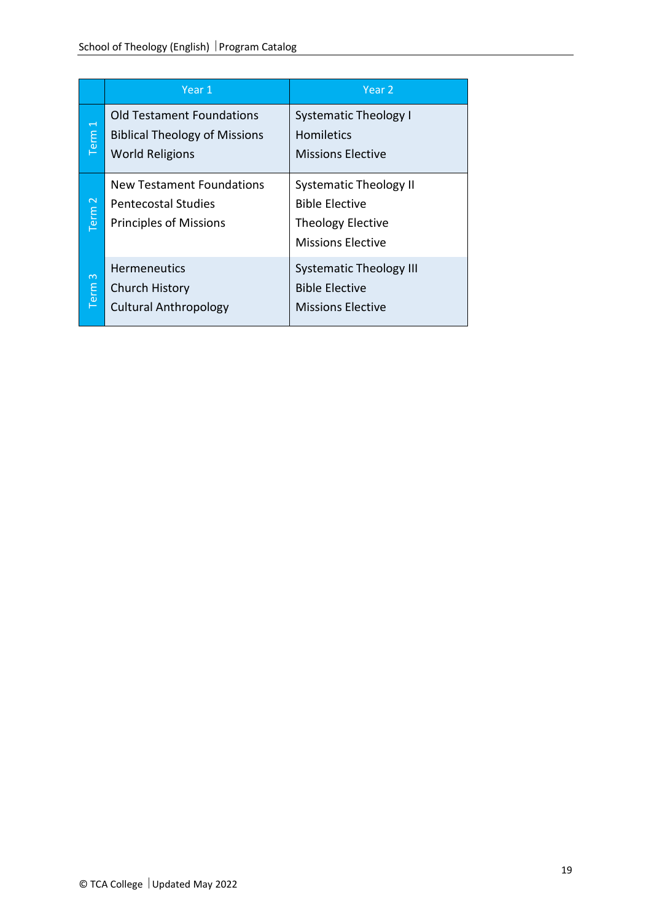| | Year 1 | Year 2 |
|---|---|---|
| Term 1 | Old Testament Foundations<br>Biblical Theology of Missions<br>World Religions | Systematic Theology I<br>Homiletics<br>Missions Elective |
| Term 2 | New Testament Foundations<br>Pentecostal Studies<br>Principles of Missions | Systematic Theology II<br>Bible Elective<br>Theology Elective<br>Missions Elective |
| Term 3 | Hermeneutics<br>Church History<br>Cultural Anthropology | Systematic Theology III<br>Bible Elective<br>Missions Elective |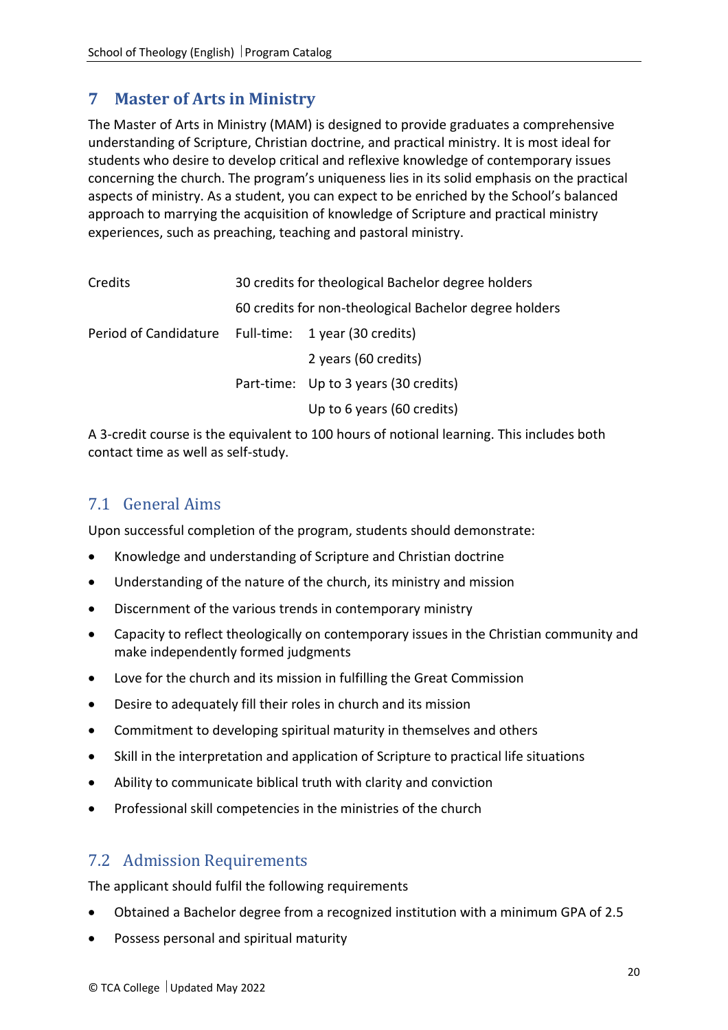# 7 Master of Arts in Ministry

The Master of Arts in Ministry (MAM) is designed to provide graduates a comprehensive understanding of Scripture, Christian doctrine, and practical ministry. It is most ideal for students who desire to develop critical and reflexive knowledge of contemporary issues concerning the church. The program's uniqueness lies in its solid emphasis on the practical aspects of ministry. As a student, you can expect to be enriched by the School's balanced approach to marrying the acquisition of knowledge of Scripture and practical ministry experiences, such as preaching, teaching and pastoral ministry.

| | | |
|---|---|---|
| Credits | 30 credits for theological Bachelor degree holders | |
| | 60 credits for non-theological Bachelor degree holders | |
| Period of Candidature | Full-time: | 1 year (30 credits) |
| | | 2 years (60 credits) |
| | Part-time: | Up to 3 years (30 credits) |
| | | Up to 6 years (60 credits) |

A 3-credit course is the equivalent to 100 hours of notional learning. This includes both contact time as well as self-study.

## 7.1 General Aims

Upon successful completion of the program, students should demonstrate:

- Knowledge and understanding of Scripture and Christian doctrine
- Understanding of the nature of the church, its ministry and mission
- Discernment of the various trends in contemporary ministry
- Capacity to reflect theologically on contemporary issues in the Christian community and make independently formed judgments
- Love for the church and its mission in fulfilling the Great Commission
- Desire to adequately fill their roles in church and its mission
- Commitment to developing spiritual maturity in themselves and others
- Skill in the interpretation and application of Scripture to practical life situations
- Ability to communicate biblical truth with clarity and conviction
- Professional skill competencies in the ministries of the church

## 7.2 Admission Requirements

The applicant should fulfil the following requirements

- Obtained a Bachelor degree from a recognized institution with a minimum GPA of 2.5
- Possess personal and spiritual maturity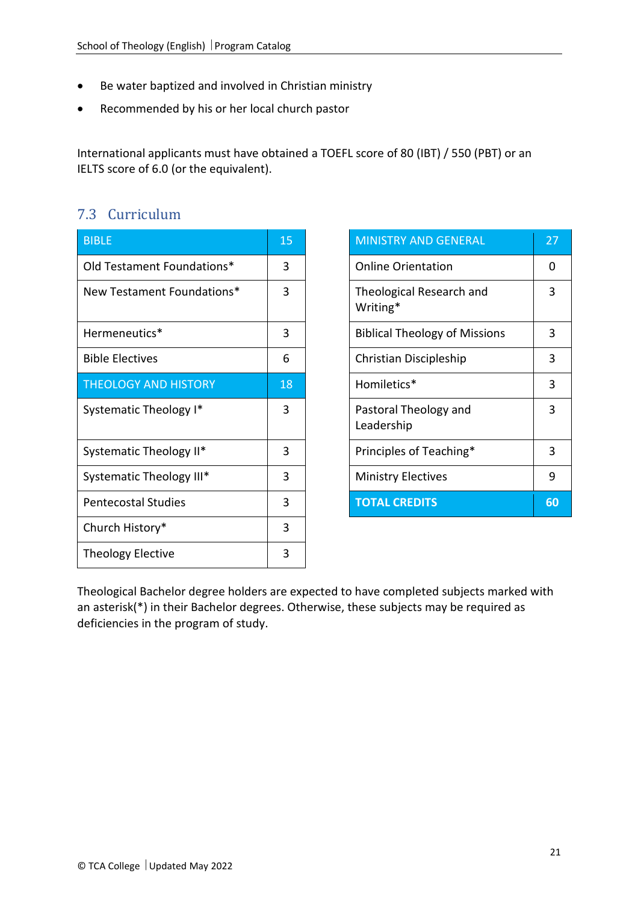- Be water baptized and involved in Christian ministry
- Recommended by his or her local church pastor

International applicants must have obtained a TOEFL score of 80 (IBT) / 550 (PBT) or an IELTS score of 6.0 (or the equivalent).

## 7.3 Curriculum

| BIBLE | 15 |
|---|---|
| Old Testament Foundations* | 3 |
| New Testament Foundations* | 3 |
| Hermeneutics* | 3 |
| Bible Electives | 6 |
| THEOLOGY AND HISTORY | 18 |
| Systematic Theology I* | 3 |
| Systematic Theology II* | 3 |
| Systematic Theology III* | 3 |
| Pentecostal Studies | 3 |
| Church History* | 3 |
| Theology Elective | 3 |

| MINISTRY AND GENERAL | 27 |
|---|---|
| Online Orientation | 0 |
| Theological Research and Writing* | 3 |
| Biblical Theology of Missions | 3 |
| Christian Discipleship | 3 |
| Homiletics* | 3 |
| Pastoral Theology and Leadership | 3 |
| Principles of Teaching* | 3 |
| Ministry Electives | 9 |
| **TOTAL CREDITS** | **60** |

Theological Bachelor degree holders are expected to have completed subjects marked with an asterisk(*) in their Bachelor degrees. Otherwise, these subjects may be required as deficiencies in the program of study.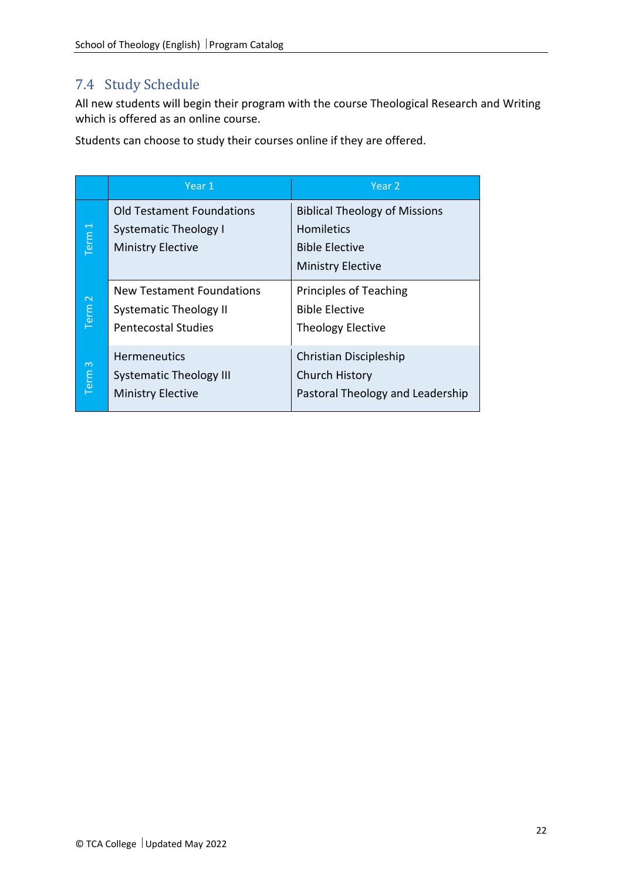## 7.4 Study Schedule

All new students will begin their program with the course Theological Research and Writing which is offered as an online course.

Students can choose to study their courses online if they are offered.

| | Year 1 | Year 2 |
|---|---|---|
| Term 1 | Old Testament Foundations<br>Systematic Theology I<br>Ministry Elective | Biblical Theology of Missions<br>Homiletics<br>Bible Elective<br>Ministry Elective |
| Term 2 | New Testament Foundations<br>Systematic Theology II<br>Pentecostal Studies | Principles of Teaching<br>Bible Elective<br>Theology Elective |
| Term 3 | Hermeneutics<br>Systematic Theology III<br>Ministry Elective | Christian Discipleship<br>Church History<br>Pastoral Theology and Leadership |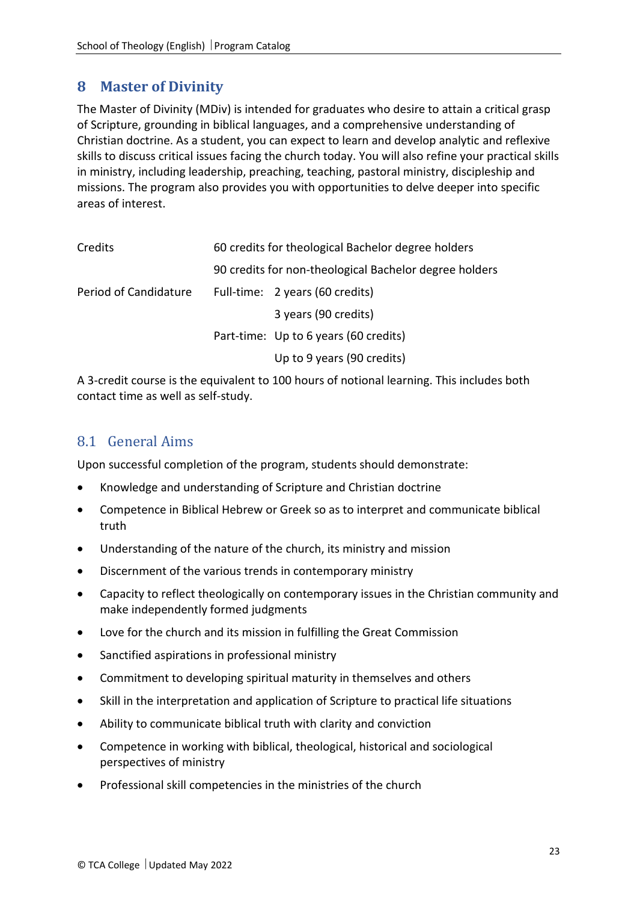# 8 Master of Divinity

The Master of Divinity (MDiv) is intended for graduates who desire to attain a critical grasp of Scripture, grounding in biblical languages, and a comprehensive understanding of Christian doctrine. As a student, you can expect to learn and develop analytic and reflexive skills to discuss critical issues facing the church today. You will also refine your practical skills in ministry, including leadership, preaching, teaching, pastoral ministry, discipleship and missions. The program also provides you with opportunities to delve deeper into specific areas of interest.

| | | |
|---|---|---|
| Credits | 60 credits for theological Bachelor degree holders | |
| | 90 credits for non-theological Bachelor degree holders | |
| Period of Candidature | Full-time: | 2 years (60 credits) |
| | | 3 years (90 credits) |
| | Part-time: | Up to 6 years (60 credits) |
| | | Up to 9 years (90 credits) |

A 3-credit course is the equivalent to 100 hours of notional learning. This includes both contact time as well as self-study.

## 8.1 General Aims

Upon successful completion of the program, students should demonstrate:

- Knowledge and understanding of Scripture and Christian doctrine
- Competence in Biblical Hebrew or Greek so as to interpret and communicate biblical truth
- Understanding of the nature of the church, its ministry and mission
- Discernment of the various trends in contemporary ministry
- Capacity to reflect theologically on contemporary issues in the Christian community and make independently formed judgments
- Love for the church and its mission in fulfilling the Great Commission
- Sanctified aspirations in professional ministry
- Commitment to developing spiritual maturity in themselves and others
- Skill in the interpretation and application of Scripture to practical life situations
- Ability to communicate biblical truth with clarity and conviction
- Competence in working with biblical, theological, historical and sociological perspectives of ministry
- Professional skill competencies in the ministries of the church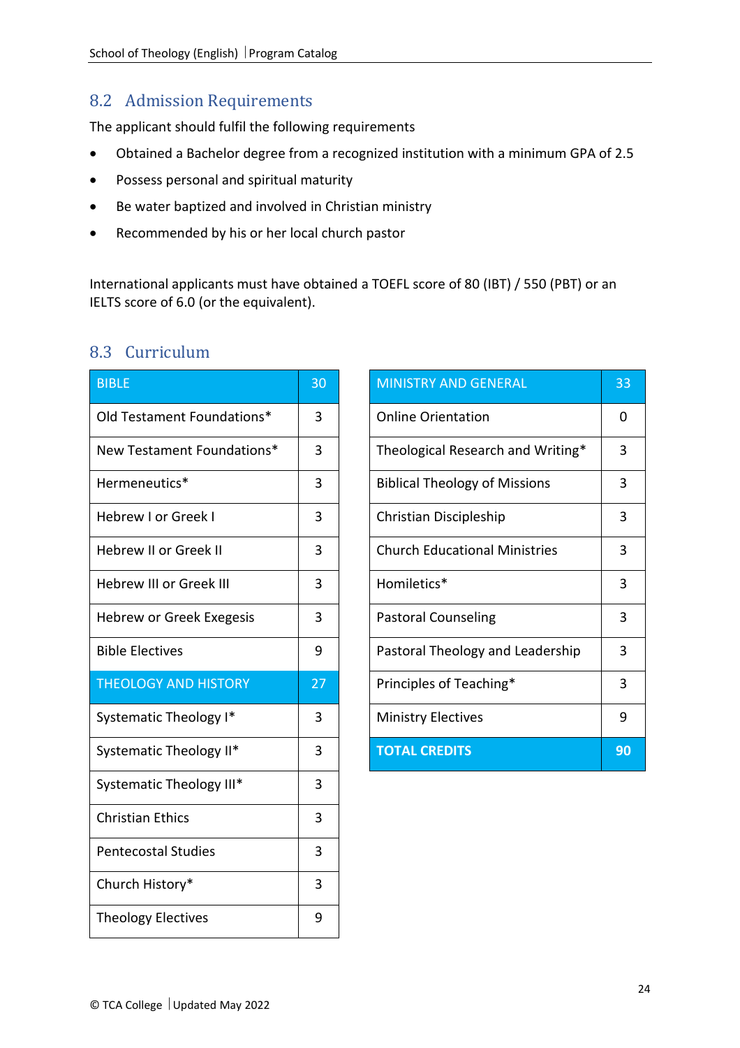## 8.2 Admission Requirements

The applicant should fulfil the following requirements

- Obtained a Bachelor degree from a recognized institution with a minimum GPA of 2.5
- Possess personal and spiritual maturity
- Be water baptized and involved in Christian ministry
- Recommended by his or her local church pastor

International applicants must have obtained a TOEFL score of 80 (IBT) / 550 (PBT) or an IELTS score of 6.0 (or the equivalent).

## 8.3 Curriculum

| BIBLE | 30 |
|---|---|
| Old Testament Foundations* | 3 |
| New Testament Foundations* | 3 |
| Hermeneutics* | 3 |
| Hebrew I or Greek I | 3 |
| Hebrew II or Greek II | 3 |
| Hebrew III or Greek III | 3 |
| Hebrew or Greek Exegesis | 3 |
| Bible Electives | 9 |
| THEOLOGY AND HISTORY | 27 |
| Systematic Theology I* | 3 |
| Systematic Theology II* | 3 |
| Systematic Theology III* | 3 |
| Christian Ethics | 3 |
| Pentecostal Studies | 3 |
| Church History* | 3 |
| Theology Electives | 9 |

| MINISTRY AND GENERAL | 33 |
|---|---|
| Online Orientation | 0 |
| Theological Research and Writing* | 3 |
| Biblical Theology of Missions | 3 |
| Christian Discipleship | 3 |
| Church Educational Ministries | 3 |
| Homiletics* | 3 |
| Pastoral Counseling | 3 |
| Pastoral Theology and Leadership | 3 |
| Principles of Teaching* | 3 |
| Ministry Electives | 9 |
| **TOTAL CREDITS** | **90** |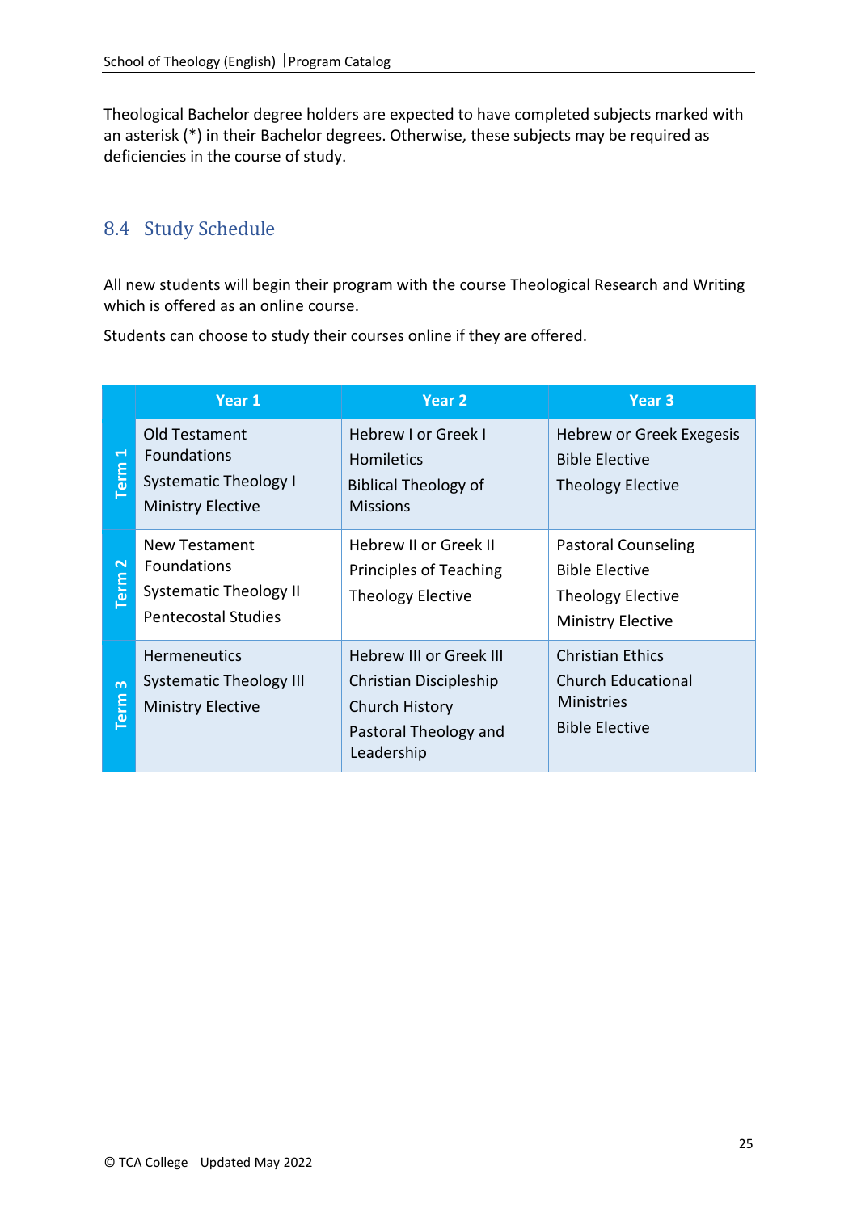Theological Bachelor degree holders are expected to have completed subjects marked with an asterisk (*) in their Bachelor degrees. Otherwise, these subjects may be required as deficiencies in the course of study.

## 8.4 Study Schedule

All new students will begin their program with the course Theological Research and Writing which is offered as an online course.

Students can choose to study their courses online if they are offered.

| | Year 1 | Year 2 | Year 3 |
|---|---|---|---|
| Term 1 | Old Testament Foundations<br>Systematic Theology I<br>Ministry Elective | Hebrew I or Greek I<br>Homiletics<br>Biblical Theology of Missions | Hebrew or Greek Exegesis<br>Bible Elective<br>Theology Elective |
| Term 2 | New Testament Foundations<br>Systematic Theology II<br>Pentecostal Studies | Hebrew II or Greek II<br>Principles of Teaching<br>Theology Elective | Pastoral Counseling<br>Bible Elective<br>Theology Elective<br>Ministry Elective |
| Term 3 | Hermeneutics<br>Systematic Theology III<br>Ministry Elective | Hebrew III or Greek III<br>Christian Discipleship<br>Church History<br>Pastoral Theology and Leadership | Christian Ethics<br>Church Educational Ministries<br>Bible Elective |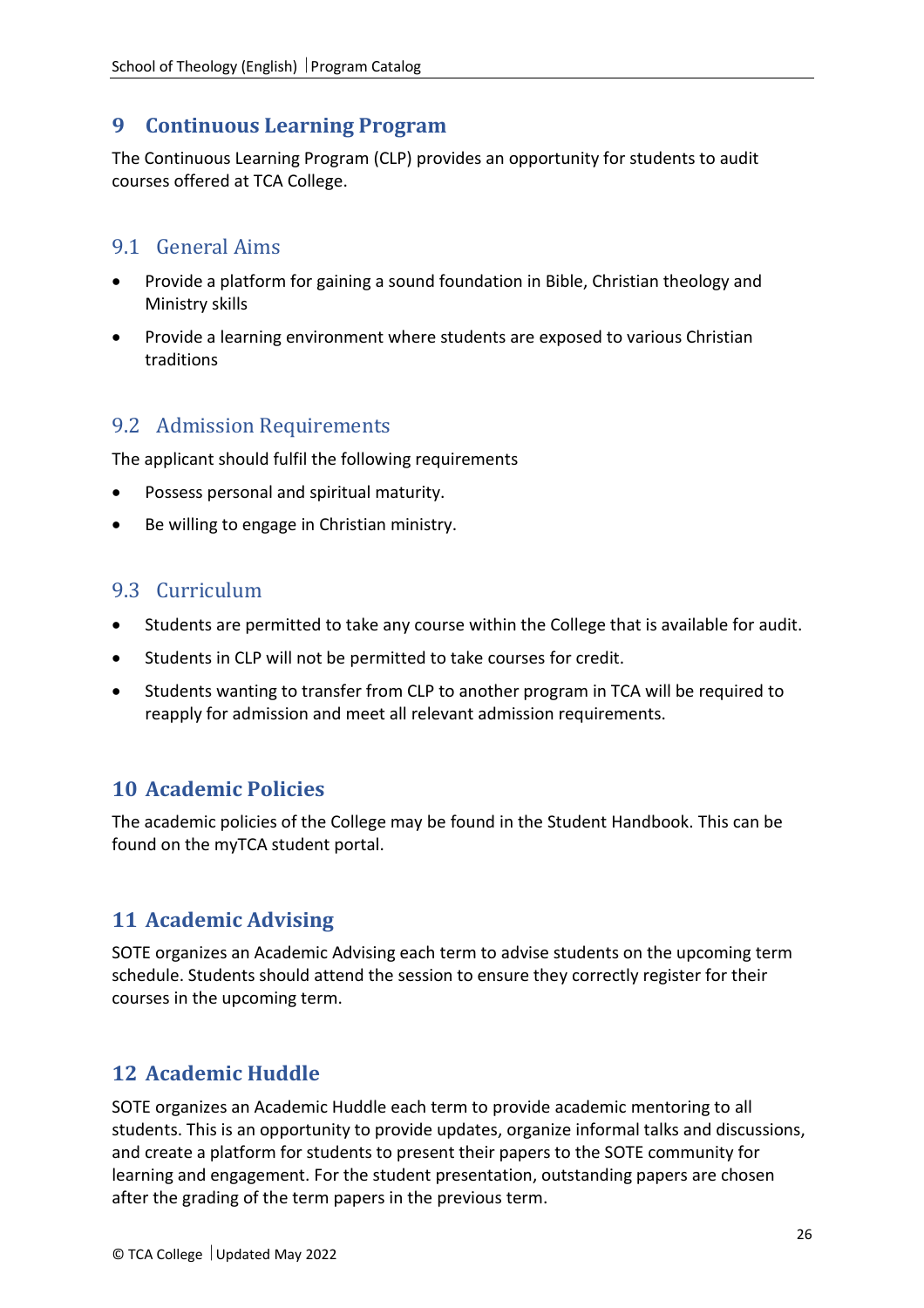# 9 Continuous Learning Program

The Continuous Learning Program (CLP) provides an opportunity for students to audit courses offered at TCA College.

## 9.1 General Aims

- Provide a platform for gaining a sound foundation in Bible, Christian theology and Ministry skills
- Provide a learning environment where students are exposed to various Christian traditions

## 9.2 Admission Requirements

The applicant should fulfil the following requirements

- Possess personal and spiritual maturity.
- Be willing to engage in Christian ministry.

## 9.3 Curriculum

- Students are permitted to take any course within the College that is available for audit.
- Students in CLP will not be permitted to take courses for credit.
- Students wanting to transfer from CLP to another program in TCA will be required to reapply for admission and meet all relevant admission requirements.

# 10 Academic Policies

The academic policies of the College may be found in the Student Handbook. This can be found on the myTCA student portal.

# 11 Academic Advising

SOTE organizes an Academic Advising each term to advise students on the upcoming term schedule. Students should attend the session to ensure they correctly register for their courses in the upcoming term.

# 12 Academic Huddle

SOTE organizes an Academic Huddle each term to provide academic mentoring to all students. This is an opportunity to provide updates, organize informal talks and discussions, and create a platform for students to present their papers to the SOTE community for learning and engagement. For the student presentation, outstanding papers are chosen after the grading of the term papers in the previous term.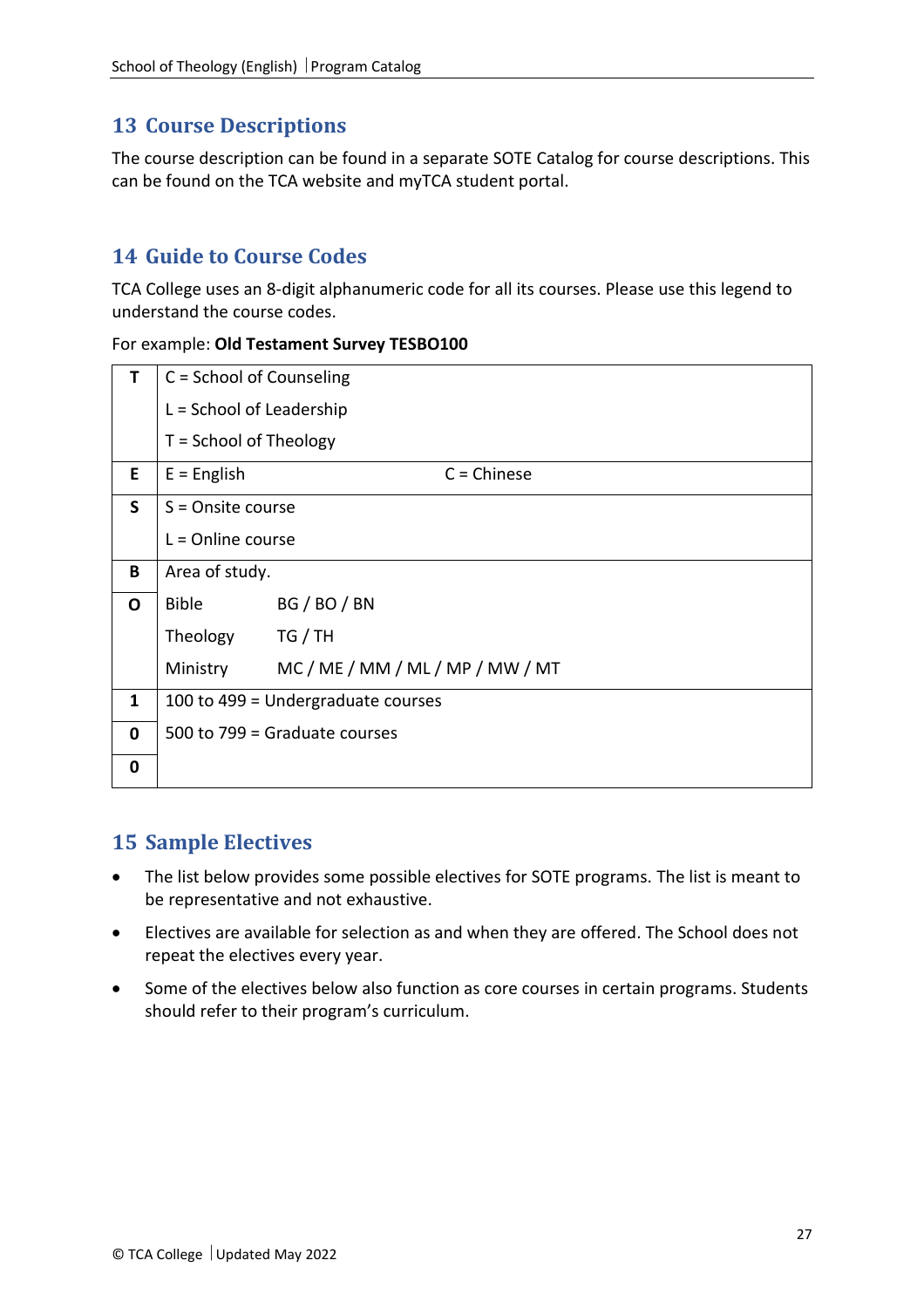## 13 Course Descriptions

The course description can be found in a separate SOTE Catalog for course descriptions. This can be found on the TCA website and myTCA student portal.

## 14 Guide to Course Codes

TCA College uses an 8-digit alphanumeric code for all its courses. Please use this legend to understand the course codes.

For example: **Old Testament Survey TESBO100**

| | | |
|---|---|---|
| **T** | C = School of Counseling<br>L = School of Leadership<br>T = School of Theology | |
| **E** | E = English | C = Chinese |
| **S** | S = Onsite course<br>L = Online course | |
| **B** | Area of study. | |
| **O** | Bible &nbsp;&nbsp;&nbsp; BG / BO / BN<br>Theology &nbsp;&nbsp;&nbsp; TG / TH<br>Ministry &nbsp;&nbsp;&nbsp; MC / ME / MM / ML / MP / MW / MT | |
| **1** | 100 to 499 = Undergraduate courses | |
| **0** | 500 to 799 = Graduate courses | |
| **0** | | |

## 15 Sample Electives

- The list below provides some possible electives for SOTE programs. The list is meant to be representative and not exhaustive.
- Electives are available for selection as and when they are offered. The School does not repeat the electives every year.
- Some of the electives below also function as core courses in certain programs. Students should refer to their program's curriculum.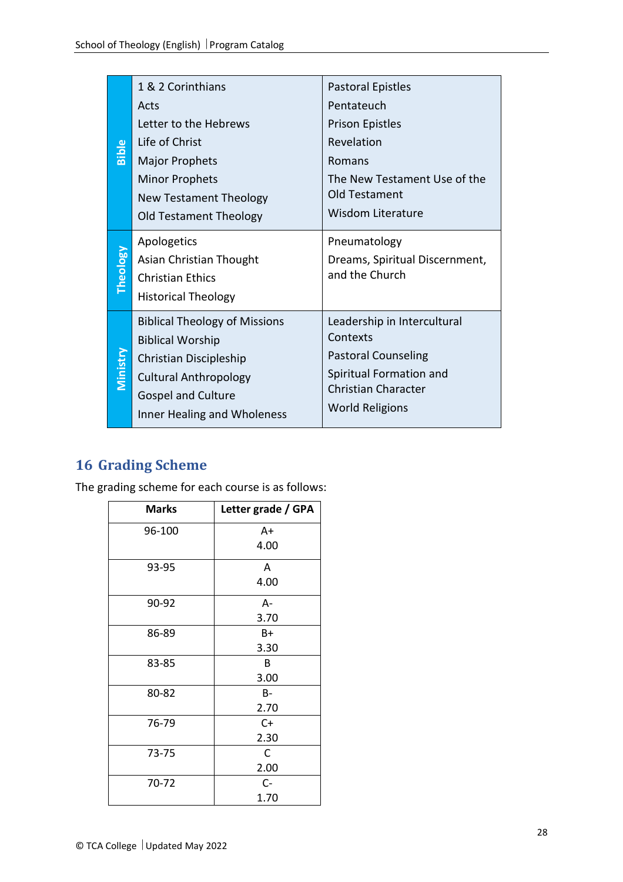| | | |
|---|---|---|
| **Bible** | 1 & 2 Corinthians<br>Acts<br>Letter to the Hebrews<br>Life of Christ<br>Major Prophets<br>Minor Prophets<br>New Testament Theology<br>Old Testament Theology | Pastoral Epistles<br>Pentateuch<br>Prison Epistles<br>Revelation<br>Romans<br>The New Testament Use of the Old Testament<br>Wisdom Literature |
| **Theology** | Apologetics<br>Asian Christian Thought<br>Christian Ethics<br>Historical Theology | Pneumatology<br>Dreams, Spiritual Discernment, and the Church |
| **Ministry** | Biblical Theology of Missions<br>Biblical Worship<br>Christian Discipleship<br>Cultural Anthropology<br>Gospel and Culture<br>Inner Healing and Wholeness | Leadership in Intercultural Contexts<br>Pastoral Counseling<br>Spiritual Formation and Christian Character<br>World Religions |

## 16 Grading Scheme

The grading scheme for each course is as follows:

| Marks | Letter grade / GPA |
|---|---|
| 96-100 | A+<br>4.00 |
| 93-95 | A<br>4.00 |
| 90-92 | A-<br>3.70 |
| 86-89 | B+<br>3.30 |
| 83-85 | B<br>3.00 |
| 80-82 | B-<br>2.70 |
| 76-79 | C+<br>2.30 |
| 73-75 | C<br>2.00 |
| 70-72 | C-<br>1.70 |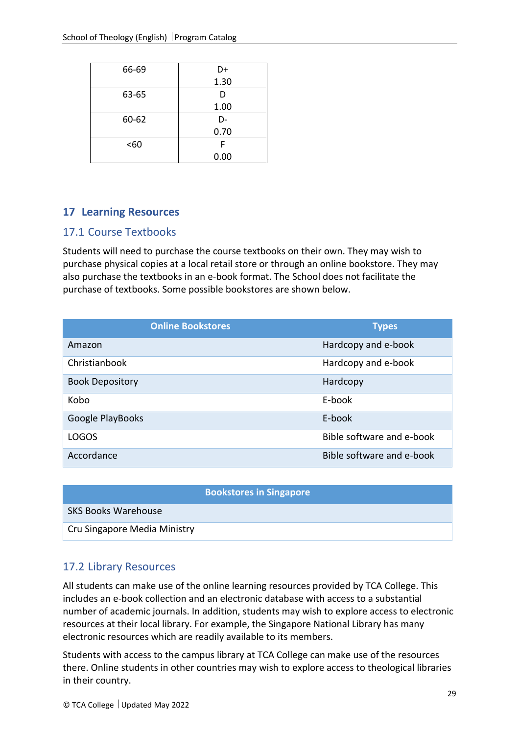| 66-69 | D+ 1.30 |
|---|---|
| 63-65 | D 1.00 |
| 60-62 | D- 0.70 |
| <60 | F 0.00 |

## 17 Learning Resources

### 17.1 Course Textbooks

Students will need to purchase the course textbooks on their own. They may wish to purchase physical copies at a local retail store or through an online bookstore. They may also purchase the textbooks in an e-book format. The School does not facilitate the purchase of textbooks. Some possible bookstores are shown below.

| Online Bookstores | Types |
|---|---|
| Amazon | Hardcopy and e-book |
| Christianbook | Hardcopy and e-book |
| Book Depository | Hardcopy |
| Kobo | E-book |
| Google PlayBooks | E-book |
| LOGOS | Bible software and e-book |
| Accordance | Bible software and e-book |

| Bookstores in Singapore |
|---|
| SKS Books Warehouse |
| Cru Singapore Media Ministry |

### 17.2 Library Resources

All students can make use of the online learning resources provided by TCA College. This includes an e-book collection and an electronic database with access to a substantial number of academic journals. In addition, students may wish to explore access to electronic resources at their local library. For example, the Singapore National Library has many electronic resources which are readily available to its members.

Students with access to the campus library at TCA College can make use of the resources there. Online students in other countries may wish to explore access to theological libraries in their country.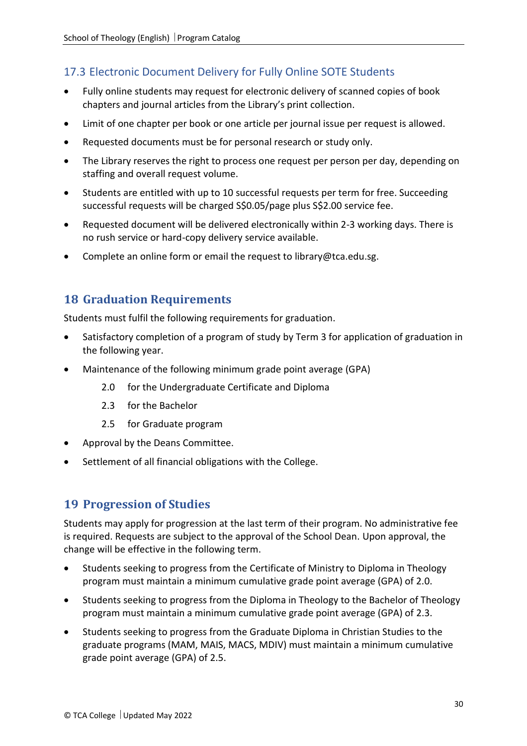### 17.3 Electronic Document Delivery for Fully Online SOTE Students

- Fully online students may request for electronic delivery of scanned copies of book chapters and journal articles from the Library's print collection.
- Limit of one chapter per book or one article per journal issue per request is allowed.
- Requested documents must be for personal research or study only.
- The Library reserves the right to process one request per person per day, depending on staffing and overall request volume.
- Students are entitled with up to 10 successful requests per term for free. Succeeding successful requests will be charged S$0.05/page plus S$2.00 service fee.
- Requested document will be delivered electronically within 2-3 working days. There is no rush service or hard-copy delivery service available.
- Complete an online form or email the request to library@tca.edu.sg.

## 18 Graduation Requirements

Students must fulfil the following requirements for graduation.

- Satisfactory completion of a program of study by Term 3 for application of graduation in the following year.
- Maintenance of the following minimum grade point average (GPA)
  - 2.0 for the Undergraduate Certificate and Diploma
  - 2.3 for the Bachelor
  - 2.5 for Graduate program
- Approval by the Deans Committee.
- Settlement of all financial obligations with the College.

## 19 Progression of Studies

Students may apply for progression at the last term of their program. No administrative fee is required. Requests are subject to the approval of the School Dean. Upon approval, the change will be effective in the following term.

- Students seeking to progress from the Certificate of Ministry to Diploma in Theology program must maintain a minimum cumulative grade point average (GPA) of 2.0.
- Students seeking to progress from the Diploma in Theology to the Bachelor of Theology program must maintain a minimum cumulative grade point average (GPA) of 2.3.
- Students seeking to progress from the Graduate Diploma in Christian Studies to the graduate programs (MAM, MAIS, MACS, MDIV) must maintain a minimum cumulative grade point average (GPA) of 2.5.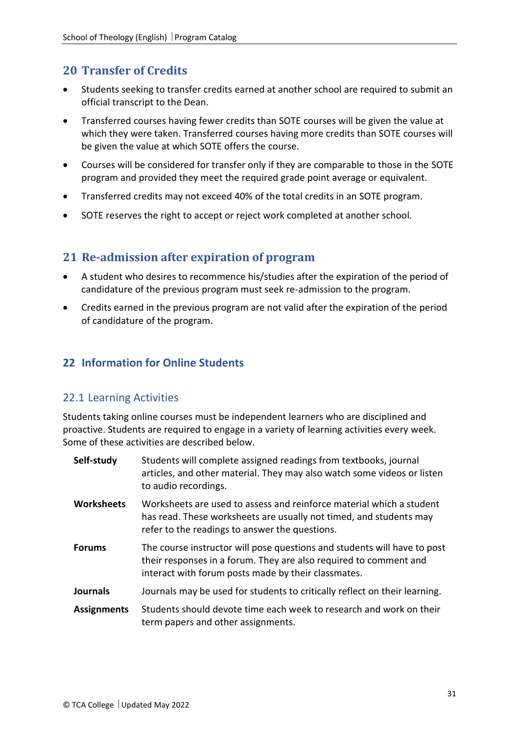## 20 Transfer of Credits

- Students seeking to transfer credits earned at another school are required to submit an official transcript to the Dean.
- Transferred courses having fewer credits than SOTE courses will be given the value at which they were taken. Transferred courses having more credits than SOTE courses will be given the value at which SOTE offers the course.
- Courses will be considered for transfer only if they are comparable to those in the SOTE program and provided they meet the required grade point average or equivalent.
- Transferred credits may not exceed 40% of the total credits in an SOTE program.
- SOTE reserves the right to accept or reject work completed at another school.

## 21 Re-admission after expiration of program

- A student who desires to recommence his/studies after the expiration of the period of candidature of the previous program must seek re-admission to the program.
- Credits earned in the previous program are not valid after the expiration of the period of candidature of the program.

## 22 Information for Online Students

### 22.1 Learning Activities

Students taking online courses must be independent learners who are disciplined and proactive. Students are required to engage in a variety of learning activities every week. Some of these activities are described below.

| | |
|---|---|
| **Self-study** | Students will complete assigned readings from textbooks, journal articles, and other material. They may also watch some videos or listen to audio recordings. |
| **Worksheets** | Worksheets are used to assess and reinforce material which a student has read. These worksheets are usually not timed, and students may refer to the readings to answer the questions. |
| **Forums** | The course instructor will pose questions and students will have to post their responses in a forum. They are also required to comment and interact with forum posts made by their classmates. |
| **Journals** | Journals may be used for students to critically reflect on their learning. |
| **Assignments** | Students should devote time each week to research and work on their term papers and other assignments. |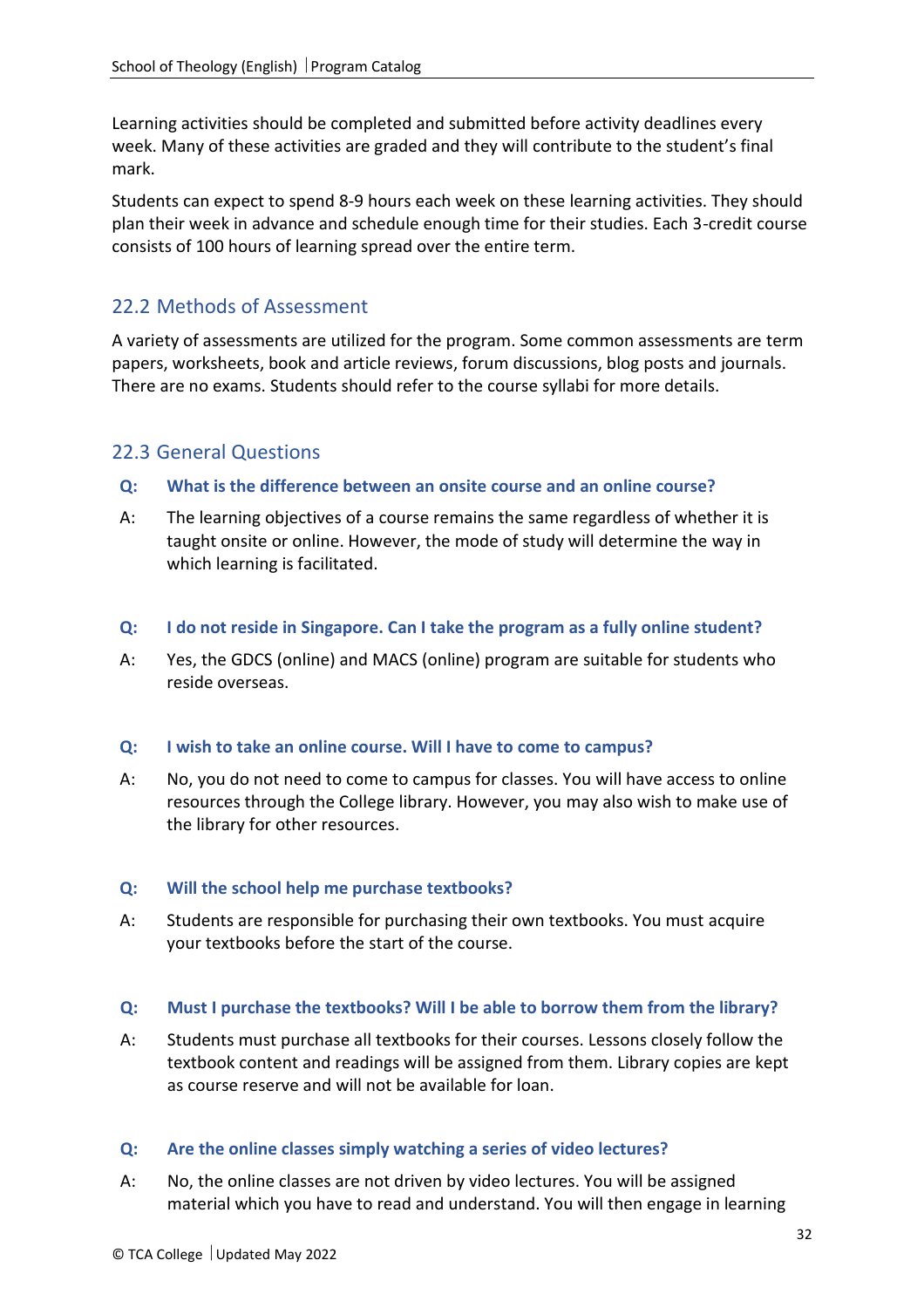Learning activities should be completed and submitted before activity deadlines every week. Many of these activities are graded and they will contribute to the student's final mark.

Students can expect to spend 8-9 hours each week on these learning activities. They should plan their week in advance and schedule enough time for their studies. Each 3-credit course consists of 100 hours of learning spread over the entire term.

## 22.2 Methods of Assessment

A variety of assessments are utilized for the program. Some common assessments are term papers, worksheets, book and article reviews, forum discussions, blog posts and journals. There are no exams. Students should refer to the course syllabi for more details.

## 22.3 General Questions

**Q: What is the difference between an onsite course and an online course?**

A: The learning objectives of a course remains the same regardless of whether it is taught onsite or online. However, the mode of study will determine the way in which learning is facilitated.

**Q: I do not reside in Singapore. Can I take the program as a fully online student?**

A: Yes, the GDCS (online) and MACS (online) program are suitable for students who reside overseas.

**Q: I wish to take an online course. Will I have to come to campus?**

A: No, you do not need to come to campus for classes. You will have access to online resources through the College library. However, you may also wish to make use of the library for other resources.

**Q: Will the school help me purchase textbooks?**

A: Students are responsible for purchasing their own textbooks. You must acquire your textbooks before the start of the course.

**Q: Must I purchase the textbooks? Will I be able to borrow them from the library?**

A: Students must purchase all textbooks for their courses. Lessons closely follow the textbook content and readings will be assigned from them. Library copies are kept as course reserve and will not be available for loan.

**Q: Are the online classes simply watching a series of video lectures?**

A: No, the online classes are not driven by video lectures. You will be assigned material which you have to read and understand. You will then engage in learning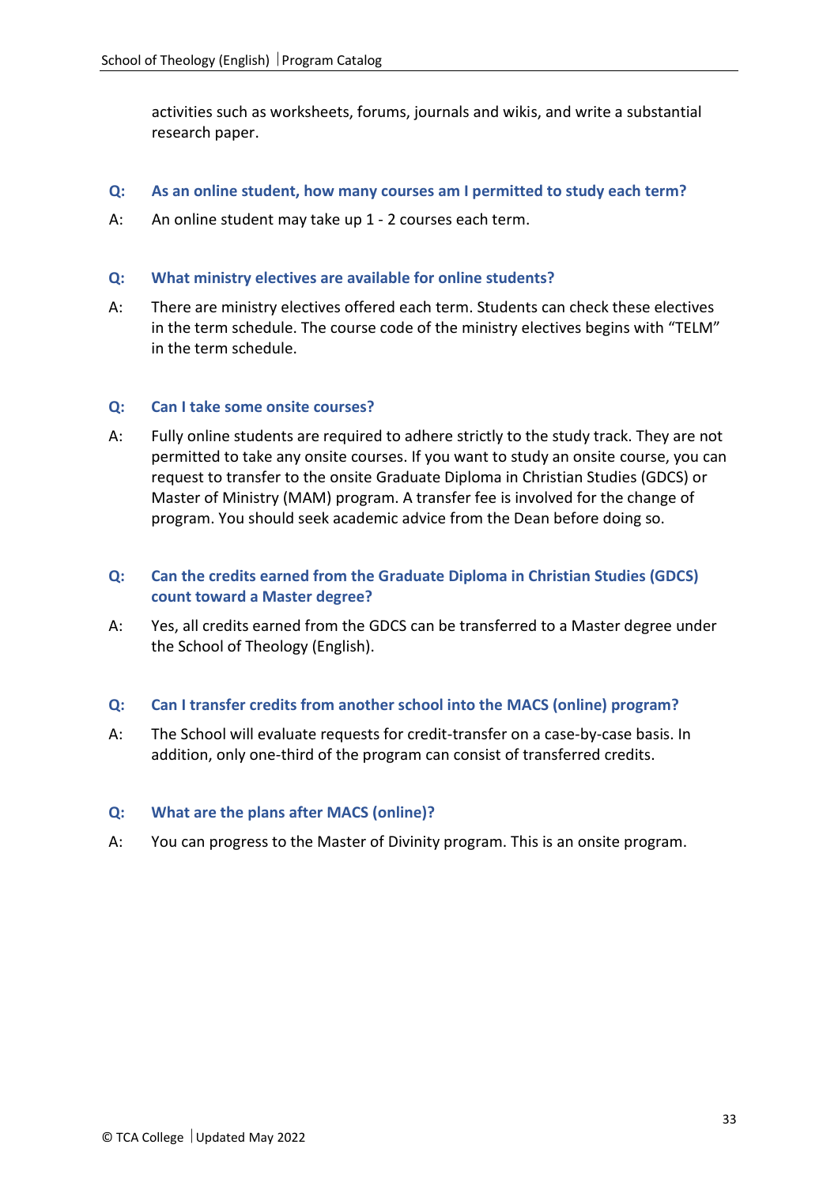activities such as worksheets, forums, journals and wikis, and write a substantial research paper.

**Q: As an online student, how many courses am I permitted to study each term?**

A: An online student may take up 1 - 2 courses each term.

**Q: What ministry electives are available for online students?**

A: There are ministry electives offered each term. Students can check these electives in the term schedule. The course code of the ministry electives begins with "TELM" in the term schedule.

**Q: Can I take some onsite courses?**

A: Fully online students are required to adhere strictly to the study track. They are not permitted to take any onsite courses. If you want to study an onsite course, you can request to transfer to the onsite Graduate Diploma in Christian Studies (GDCS) or Master of Ministry (MAM) program. A transfer fee is involved for the change of program. You should seek academic advice from the Dean before doing so.

**Q: Can the credits earned from the Graduate Diploma in Christian Studies (GDCS) count toward a Master degree?**

A: Yes, all credits earned from the GDCS can be transferred to a Master degree under the School of Theology (English).

**Q: Can I transfer credits from another school into the MACS (online) program?**

A: The School will evaluate requests for credit-transfer on a case-by-case basis. In addition, only one-third of the program can consist of transferred credits.

**Q: What are the plans after MACS (online)?**

A: You can progress to the Master of Divinity program. This is an onsite program.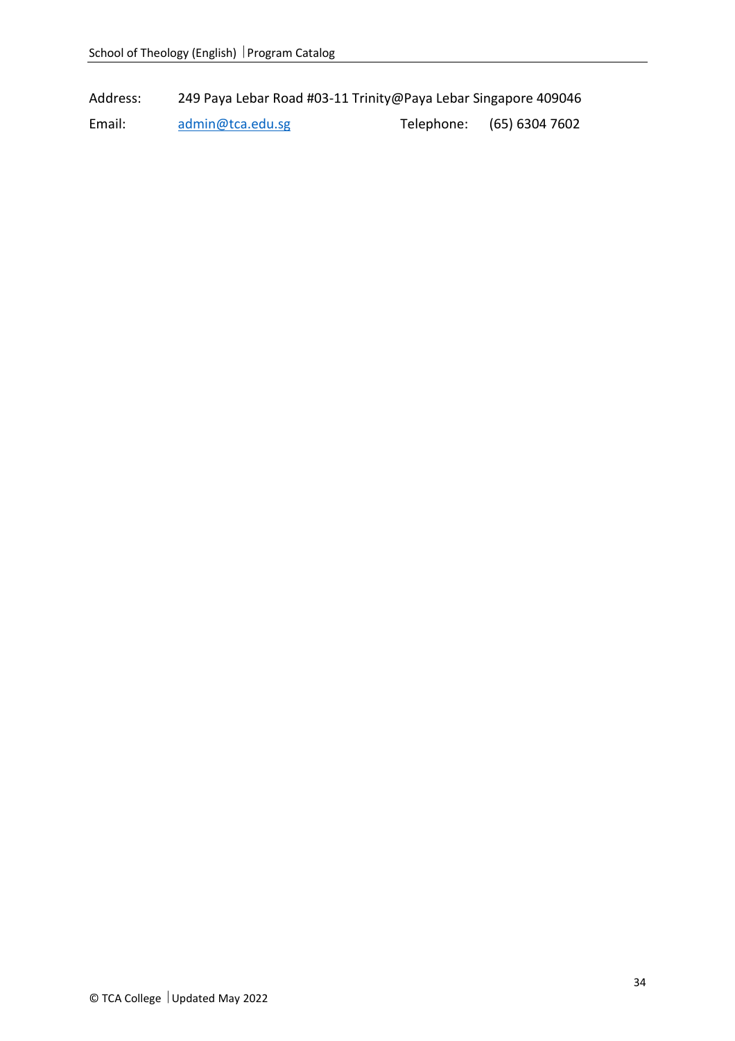| | | | |
|---|---|---|---|
| Address: | 249 Paya Lebar Road #03-11 Trinity@Paya Lebar Singapore 409046 | | |
| Email: | admin@tca.edu.sg | Telephone: | (65) 6304 7602 |